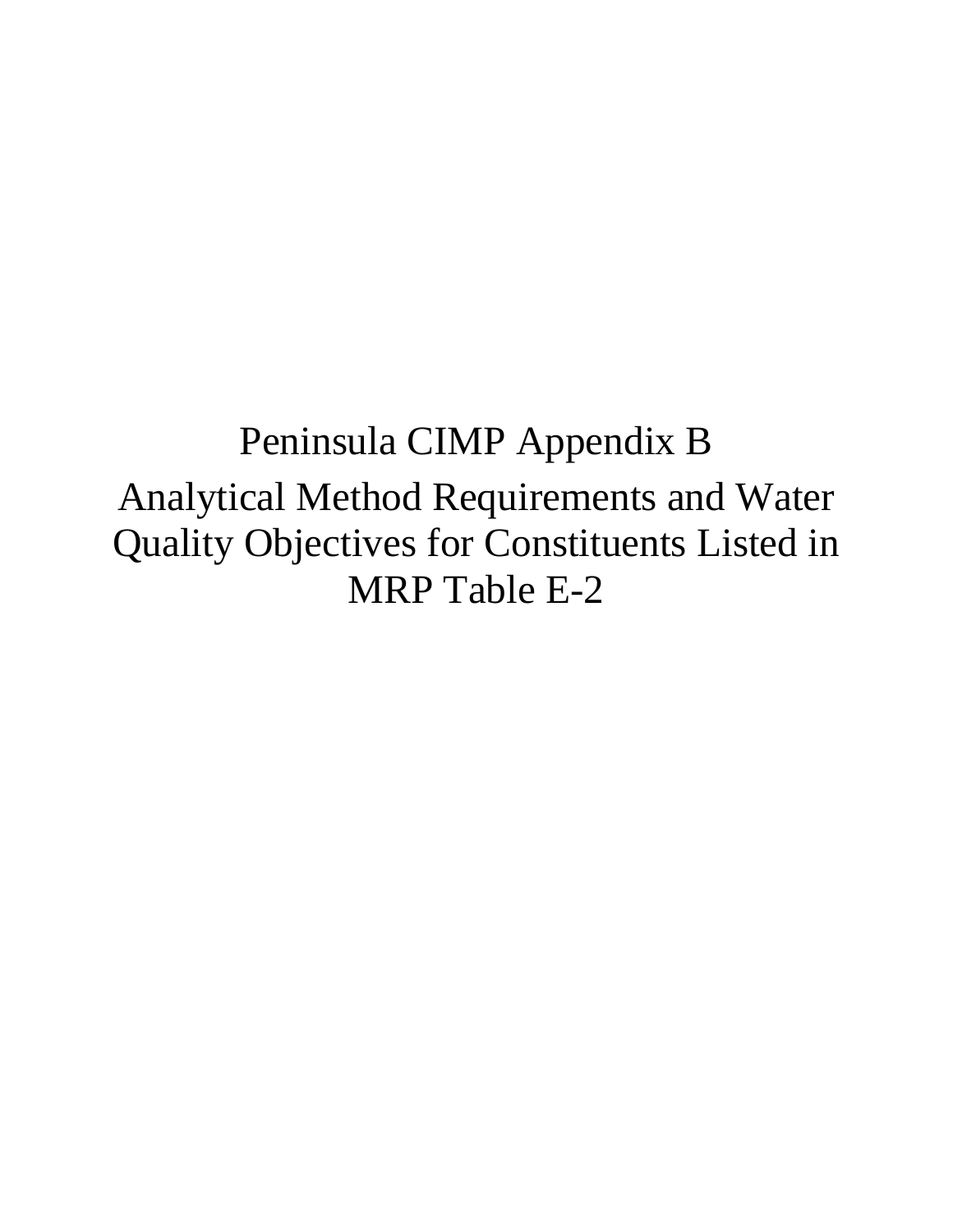# Peninsula CIMP Appendix B

# Analytical Method Requirements and Water Quality Objectives for Constituents Listed in MRP Table E-2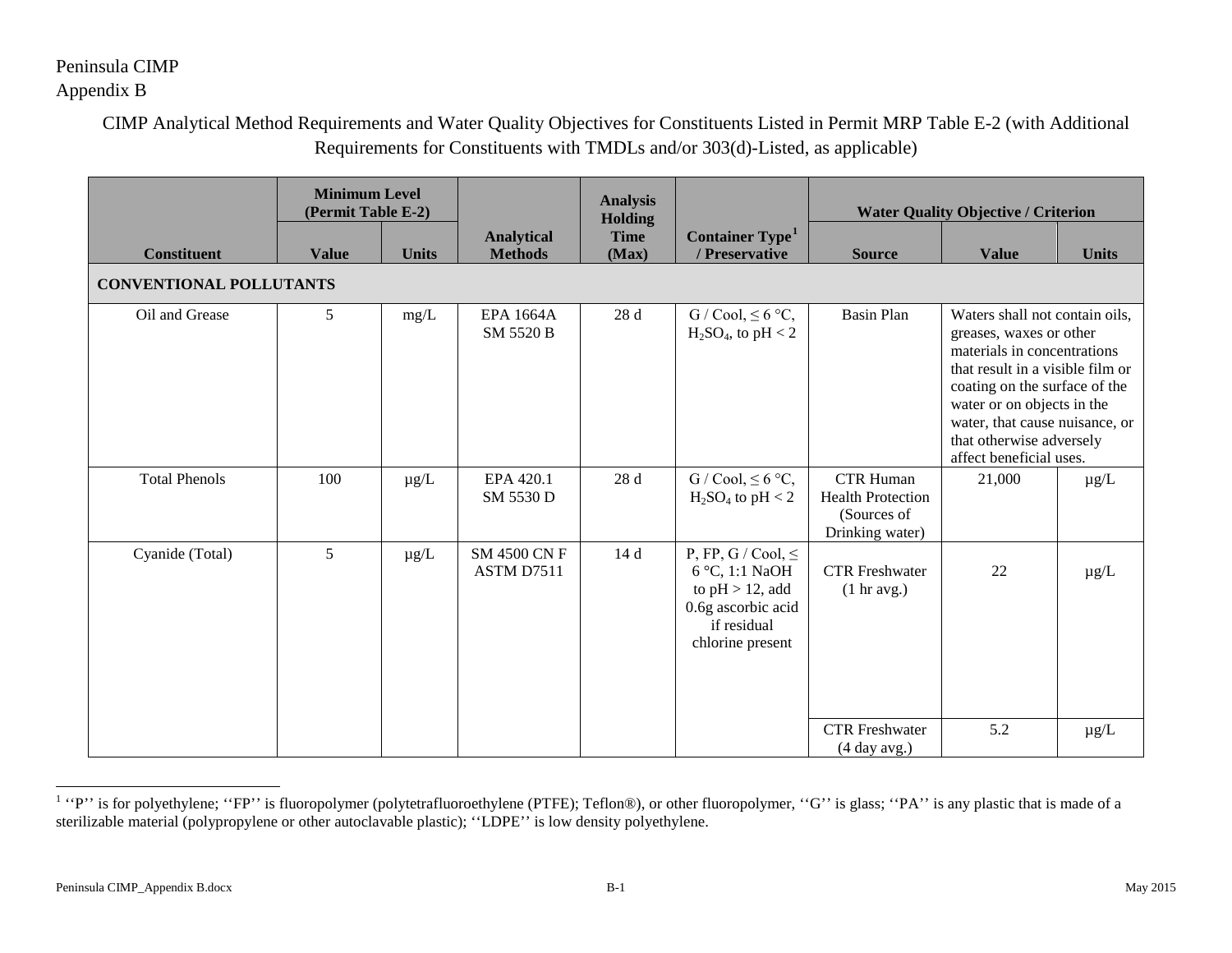Peninsula CIMP
Appendix B

CIMP Analytical Method Requirements and Water Quality Objectives for Constituents Listed in Permit MRP Table E-2 (with Additional Requirements for Constituents with TMDLs and/or 303(d)-Listed, as applicable)

| Constituent | Minimum Level (Permit Table E-2) | | Analytical Methods | Analysis Holding Time (Max) | Container Type[1] / Preservative | Water Quality Objective / Criterion | | |
|---|---|---|---|---|---|---|---|---|
| | Value | Units | | | | Source | Value | Units |
| **CONVENTIONAL POLLUTANTS** | | | | | | | | |
| Oil and Grease | 5 | mg/L | EPA 1664A SM 5520 B | 28 d | G / Cool, ≤ 6 °C, $H_2SO_4$, to pH < 2 | Basin Plan | Waters shall not contain oils, greases, waxes or other materials in concentrations that result in a visible film or coating on the surface of the water or on objects in the water, that cause nuisance, or that otherwise adversely affect beneficial uses. | |
| Total Phenols | 100 | µg/L | EPA 420.1 SM 5530 D | 28 d | G / Cool, ≤ 6 °C, $H_2SO_4$ to pH < 2 | CTR Human Health Protection (Sources of Drinking water) | 21,000 | µg/L |
| Cyanide (Total) | 5 | µg/L | SM 4500 CN F ASTM D7511 | 14 d | P, FP, G / Cool, ≤ 6 °C, 1:1 NaOH to pH > 12, add 0.6g ascorbic acid if residual chlorine present | CTR Freshwater (1 hr avg.) | 22 | µg/L |
| | | | | | | CTR Freshwater (4 day avg.) | 5.2 | µg/L |

[1] ''P'' is for polyethylene; ''FP'' is fluoropolymer (polytetrafluoroethylene (PTFE); Teflon®), or other fluoropolymer, ''G'' is glass; ''PA'' is any plastic that is made of a sterilizable material (polypropylene or other autoclavable plastic); ''LDPE'' is low density polyethylene.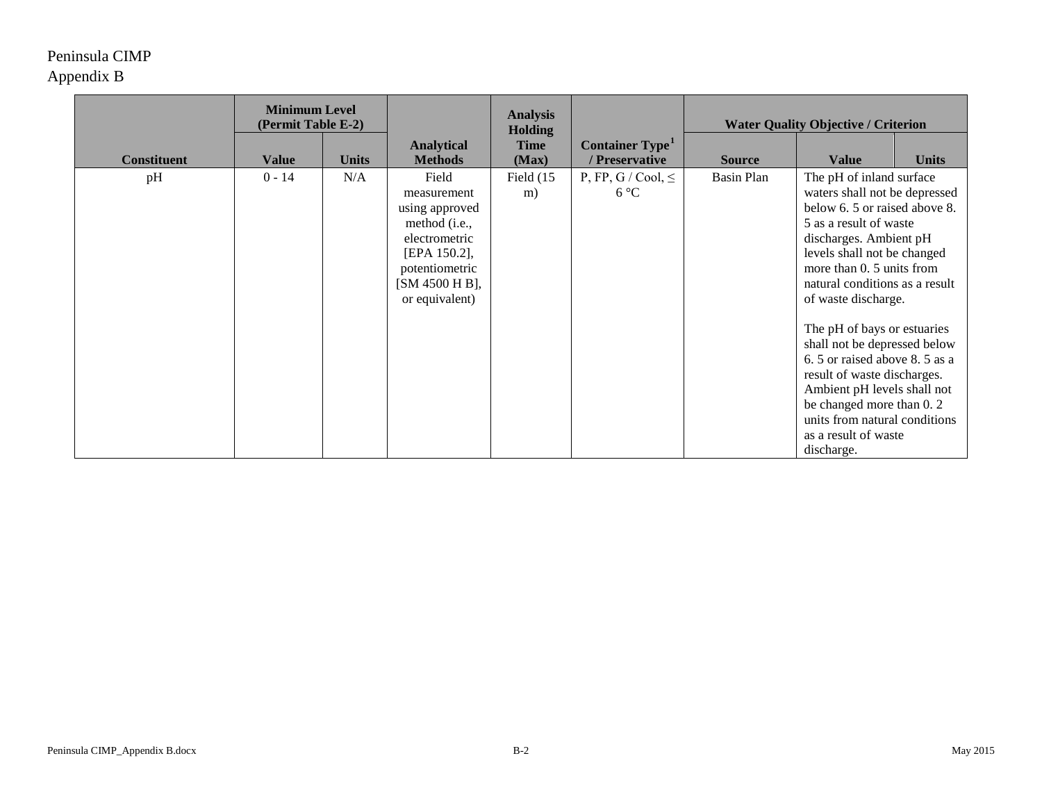Peninsula CIMP
Appendix B

| Constituent | Minimum Level (Permit Table E-2) | | Analytical Methods | Analysis Holding Time (Max) | Container Type[1] / Preservative | Water Quality Objective / Criterion | | |
|---|---|---|---|---|---|---|---|---|
| | Value | Units | | | | Source | Value | Units |
| pH | 0 - 14 | N/A | Field measurement using approved method (i.e., electrometric [EPA 150.2], potentiometric [SM 4500 H B], or equivalent) | Field (15 m) | P, FP, G / Cool, ≤ 6 °C | Basin Plan | The pH of inland surface waters shall not be depressed below 6. 5 or raised above 8. 5 as a result of waste discharges. Ambient pH levels shall not be changed more than 0. 5 units from natural conditions as a result of waste discharge.<br><br>The pH of bays or estuaries shall not be depressed below 6. 5 or raised above 8. 5 as a result of waste discharges. Ambient pH levels shall not be changed more than 0. 2 units from natural conditions as a result of waste discharge. | |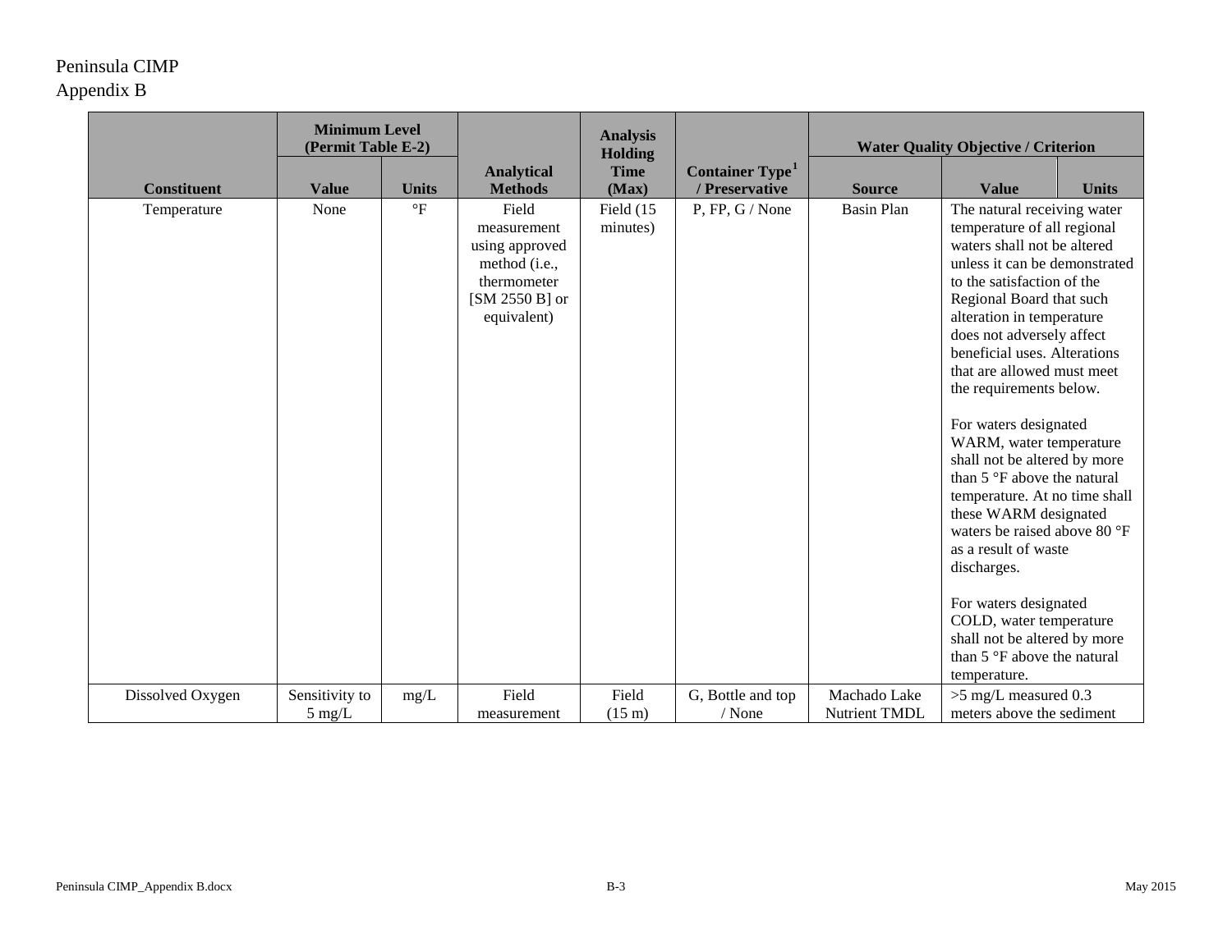| Constituent | Minimum Level (Permit Table E-2) | | Analytical Methods | Analysis Holding Time (Max) | Container Type[1] / Preservative | Water Quality Objective / Criterion | | |
|---|---|---|---|---|---|---|---|---|
| | Value | Units | | | | Source | Value | Units |
| Temperature | None | °F | Field measurement using approved method (i.e., thermometer [SM 2550 B] or equivalent) | Field (15 minutes) | P, FP, G / None | Basin Plan | The natural receiving water temperature of all regional waters shall not be altered unless it can be demonstrated to the satisfaction of the Regional Board that such alteration in temperature does not adversely affect beneficial uses. Alterations that are allowed must meet the requirements below. For waters designated WARM, water temperature shall not be altered by more than 5 °F above the natural temperature. At no time shall these WARM designated waters be raised above 80 °F as a result of waste discharges. For waters designated COLD, water temperature shall not be altered by more than 5 °F above the natural temperature. | |
| Dissolved Oxygen | Sensitivity to 5 mg/L | mg/L | Field measurement | Field (15 m) | G, Bottle and top / None | Machado Lake Nutrient TMDL | >5 mg/L measured 0.3 meters above the sediment | |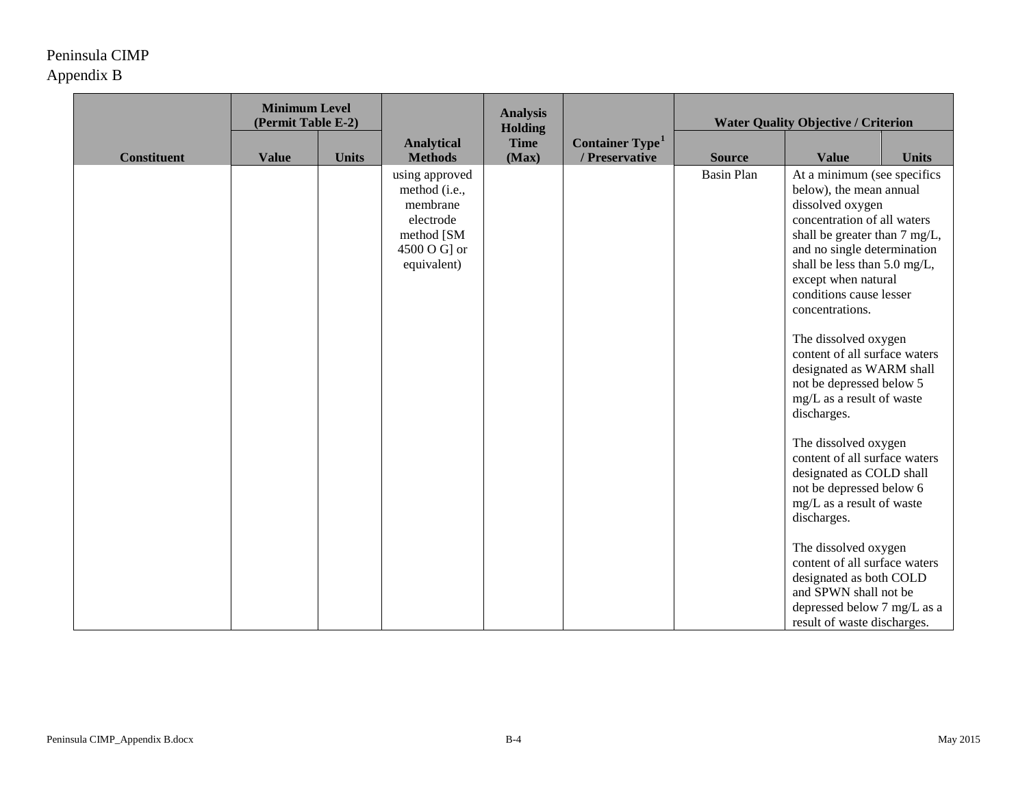| Constituent | Minimum Level (Permit Table E-2) | | Analytical Methods | Analysis Holding Time (Max) | Container Type[1] / Preservative | Water Quality Objective / Criterion | | |
|---|---|---|---|---|---|---|---|---|
| | Value | Units | | | | Source | Value | Units |
| | | | using approved method (i.e., membrane electrode method [SM 4500 O G] or equivalent) | | | Basin Plan | At a minimum (see specifics below), the mean annual dissolved oxygen concentration of all waters shall be greater than 7 mg/L, and no single determination shall be less than 5.0 mg/L, except when natural conditions cause lesser concentrations.<br><br>The dissolved oxygen content of all surface waters designated as WARM shall not be depressed below 5 mg/L as a result of waste discharges.<br><br>The dissolved oxygen content of all surface waters designated as COLD shall not be depressed below 6 mg/L as a result of waste discharges.<br><br>The dissolved oxygen content of all surface waters designated as both COLD and SPWN shall not be depressed below 7 mg/L as a result of waste discharges. | |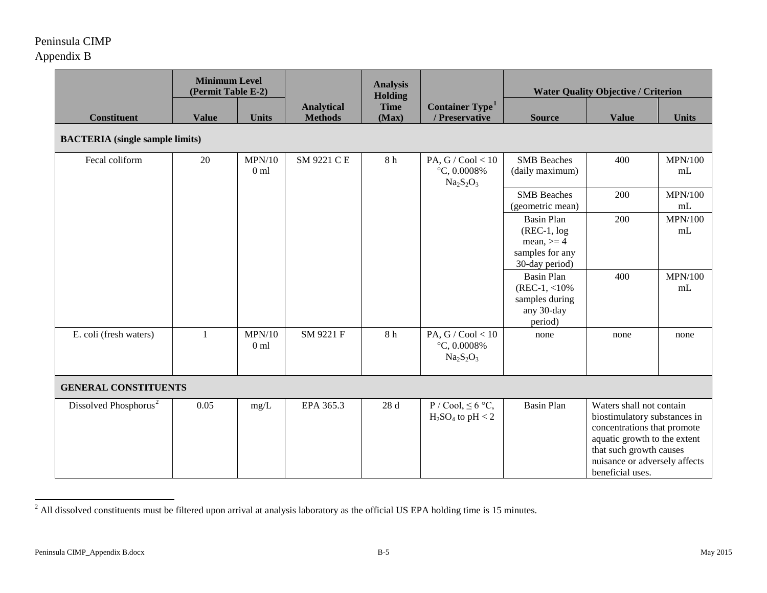| Constituent | Minimum Level (Permit Table E-2) | | Analytical Methods | Analysis Holding Time (Max) | Container Type[1] / Preservative | Water Quality Objective / Criterion | | |
|---|---|---|---|---|---|---|---|---|
| | Value | Units | | | | Source | Value | Units |
| **BACTERIA (single sample limits)** | | | | | | | | |
| Fecal coliform | 20 | MPN/100 ml | SM 9221 C E | 8 h | PA, G / Cool < 10 °C, 0.0008% $Na_2S_2O_3$ | SMB Beaches (daily maximum) | 400 | MPN/100 mL |
| | | | | | | SMB Beaches (geometric mean) | 200 | MPN/100 mL |
| | | | | | | Basin Plan (REC-1, log mean, >= 4 samples for any 30-day period) | 200 | MPN/100 mL |
| | | | | | | Basin Plan (REC-1, <10% samples during any 30-day period) | 400 | MPN/100 mL |
| E. coli (fresh waters) | 1 | MPN/100 ml | SM 9221 F | 8 h | PA, G / Cool < 10 °C, 0.0008% $Na_2S_2O_3$ | none | none | none |
| **GENERAL CONSTITUENTS** | | | | | | | | |
| Dissolved Phosphorus[2] | 0.05 | mg/L | EPA 365.3 | 28 d | P / Cool, ≤ 6 °C, $H_2SO_4$ to pH < 2 | Basin Plan | Waters shall not contain biostimulatory substances in concentrations that promote aquatic growth to the extent that such growth causes nuisance or adversely affects beneficial uses. | |

[2] All dissolved constituents must be filtered upon arrival at analysis laboratory as the official US EPA holding time is 15 minutes.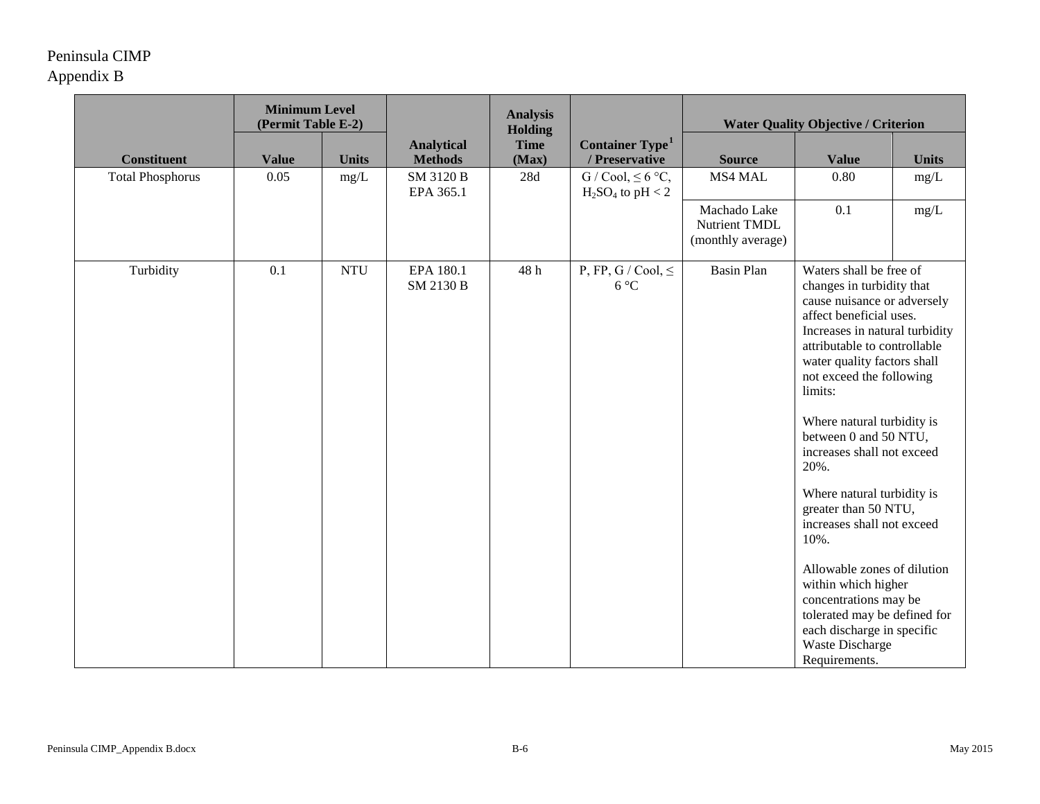Peninsula CIMP
Appendix B

| Constituent | Minimum Level (Permit Table E-2) | | Analytical Methods | Analysis Holding Time (Max) | Container Type[1] / Preservative | Water Quality Objective / Criterion | | |
|---|---|---|---|---|---|---|---|---|
| | Value | Units | | | | Source | Value | Units |
| Total Phosphorus | 0.05 | mg/L | SM 3120 B<br>EPA 365.1 | 28d | G / Cool, ≤ 6 °C, $H_2SO_4$ to pH < 2 | MS4 MAL | 0.80 | mg/L |
| | | | | | | Machado Lake Nutrient TMDL (monthly average) | 0.1 | mg/L |
| Turbidity | 0.1 | NTU | EPA 180.1<br>SM 2130 B | 48 h | P, FP, G / Cool, ≤ 6 °C | Basin Plan | Waters shall be free of changes in turbidity that cause nuisance or adversely affect beneficial uses. Increases in natural turbidity attributable to controllable water quality factors shall not exceed the following limits:<br><br>Where natural turbidity is between 0 and 50 NTU, increases shall not exceed 20%.<br><br>Where natural turbidity is greater than 50 NTU, increases shall not exceed 10%.<br><br>Allowable zones of dilution within which higher concentrations may be tolerated may be defined for each discharge in specific Waste Discharge Requirements. | |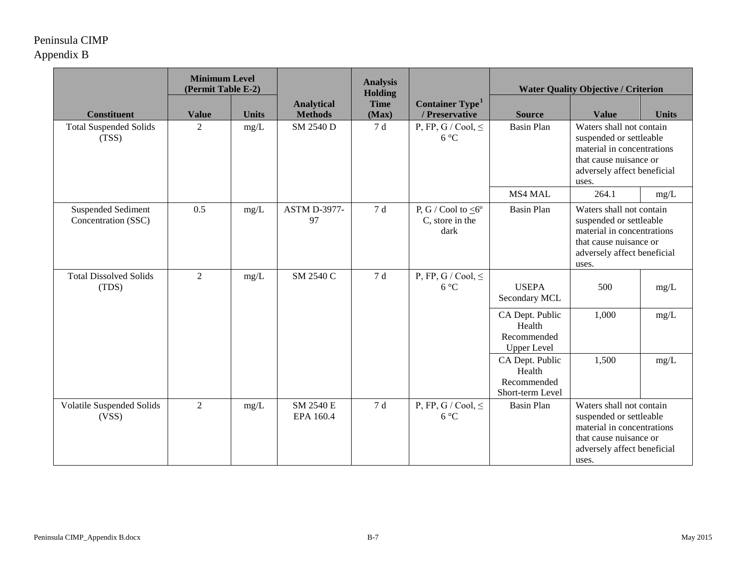Peninsula CIMP
Appendix B

| Constituent | Minimum Level (Permit Table E-2) | | Analytical Methods | Analysis Holding Time (Max) | Container Type[1] / Preservative | Water Quality Objective / Criterion | | |
|---|---|---|---|---|---|---|---|---|
| | Value | Units | | | | Source | Value | Units |
| Total Suspended Solids (TSS) | 2 | mg/L | SM 2540 D | 7 d | P, FP, G / Cool, ≤ 6 °C | Basin Plan | Waters shall not contain suspended or settleable material in concentrations that cause nuisance or adversely affect beneficial uses. | |
| | | | | | | MS4 MAL | 264.1 | mg/L |
| Suspended Sediment Concentration (SSC) | 0.5 | mg/L | ASTM D-3977-97 | 7 d | P, G / Cool to ≤6º C, store in the dark | Basin Plan | Waters shall not contain suspended or settleable material in concentrations that cause nuisance or adversely affect beneficial uses. | |
| Total Dissolved Solids (TDS) | 2 | mg/L | SM 2540 C | 7 d | P, FP, G / Cool, ≤ 6 °C | USEPA Secondary MCL | 500 | mg/L |
| | | | | | | CA Dept. Public Health Recommended Upper Level | 1,000 | mg/L |
| | | | | | | CA Dept. Public Health Recommended Short-term Level | 1,500 | mg/L |
| Volatile Suspended Solids (VSS) | 2 | mg/L | SM 2540 E EPA 160.4 | 7 d | P, FP, G / Cool, ≤ 6 °C | Basin Plan | Waters shall not contain suspended or settleable material in concentrations that cause nuisance or adversely affect beneficial uses. | |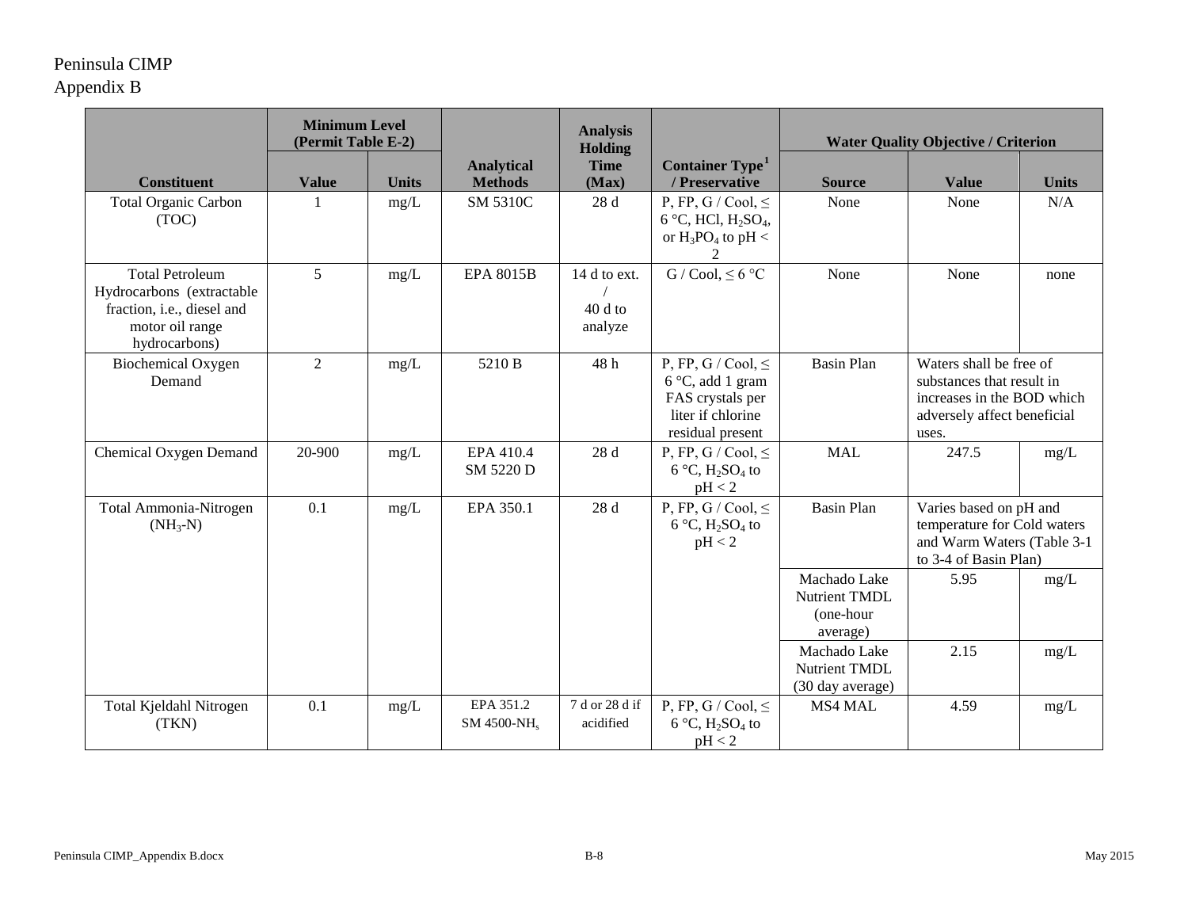| Constituent | Minimum Level (Permit Table E-2) | | Analytical Methods | Analysis Holding Time (Max) | Container Type[1] / Preservative | Water Quality Objective / Criterion | | |
|---|---|---|---|---|---|---|---|---|
| | Value | Units | | | | Source | Value | Units |
| Total Organic Carbon (TOC) | 1 | mg/L | SM 5310C | 28 d | P, FP, G / Cool, ≤ 6 °C, HCl, $H_2SO_4$, or $H_3PO_4$ to pH < 2 | None | None | N/A |
| Total Petroleum Hydrocarbons (extractable fraction, i.e., diesel and motor oil range hydrocarbons) | 5 | mg/L | EPA 8015B | 14 d to ext. / 40 d to analyze | G / Cool, ≤ 6 °C | None | None | none |
| Biochemical Oxygen Demand | 2 | mg/L | 5210 B | 48 h | P, FP, G / Cool, ≤ 6 °C, add 1 gram FAS crystals per liter if chlorine residual present | Basin Plan | Waters shall be free of substances that result in increases in the BOD which adversely affect beneficial uses. | |
| Chemical Oxygen Demand | 20-900 | mg/L | EPA 410.4 SM 5220 D | 28 d | P, FP, G / Cool, ≤ 6 °C, $H_2SO_4$ to pH < 2 | MAL | 247.5 | mg/L |
| Total Ammonia-Nitrogen ($NH_3$-N) | 0.1 | mg/L | EPA 350.1 | 28 d | P, FP, G / Cool, ≤ 6 °C, $H_2SO_4$ to pH < 2 | Basin Plan | Varies based on pH and temperature for Cold waters and Warm Waters (Table 3-1 to 3-4 of Basin Plan) | |
| | | | | | | Machado Lake Nutrient TMDL (one-hour average) | 5.95 | mg/L |
| | | | | | | Machado Lake Nutrient TMDL (30 day average) | 2.15 | mg/L |
| Total Kjeldahl Nitrogen (TKN) | 0.1 | mg/L | EPA 351.2 SM 4500-$NH_s$ | 7 d or 28 d if acidified | P, FP, G / Cool, ≤ 6 °C, $H_2SO_4$ to pH < 2 | MS4 MAL | 4.59 | mg/L |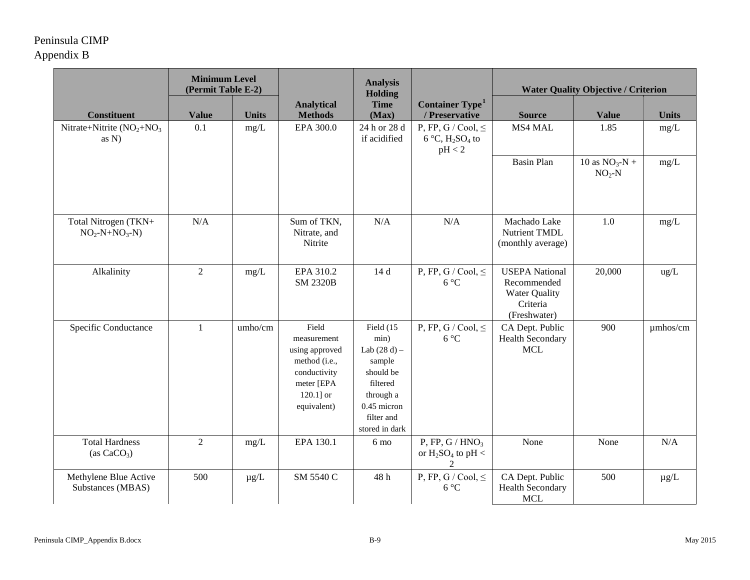Peninsula CIMP
Appendix B

| Constituent | Minimum Level (Permit Table E-2) | | Analytical Methods | Analysis Holding Time (Max) | Container Type[1] / Preservative | Water Quality Objective / Criterion | | |
|---|---|---|---|---|---|---|---|---|
| | Value | Units | | | | Source | Value | Units |
| Nitrate+Nitrite ($NO_2$+$NO_3$ as N) | 0.1 | mg/L | EPA 300.0 | 24 h or 28 d if acidified | P, FP, G / Cool, ≤ 6 °C, $H_2SO_4$ to pH < 2 | MS4 MAL | 1.85 | mg/L |
| | | | | | | Basin Plan | 10 as $NO_3$-N + $NO_2$-N | mg/L |
| Total Nitrogen (TKN+ $NO_2$-N+$NO_3$-N) | N/A | | Sum of TKN, Nitrate, and Nitrite | N/A | N/A | Machado Lake Nutrient TMDL (monthly average) | 1.0 | mg/L |
| Alkalinity | 2 | mg/L | EPA 310.2 SM 2320B | 14 d | P, FP, G / Cool, ≤ 6 °C | USEPA National Recommended Water Quality Criteria (Freshwater) | 20,000 | ug/L |
| Specific Conductance | 1 | umho/cm | Field measurement using approved method (i.e., conductivity meter [EPA 120.1] or equivalent) | Field (15 min) Lab (28 d) – sample should be filtered through a 0.45 micron filter and stored in dark | P, FP, G / Cool, ≤ 6 °C | CA Dept. Public Health Secondary MCL | 900 | µmhos/cm |
| Total Hardness (as $CaCO_3$) | 2 | mg/L | EPA 130.1 | 6 mo | P, FP, G / $HNO_3$ or $H_2SO_4$ to pH < 2 | None | None | N/A |
| Methylene Blue Active Substances (MBAS) | 500 | µg/L | SM 5540 C | 48 h | P, FP, G / Cool, ≤ 6 °C | CA Dept. Public Health Secondary MCL | 500 | µg/L |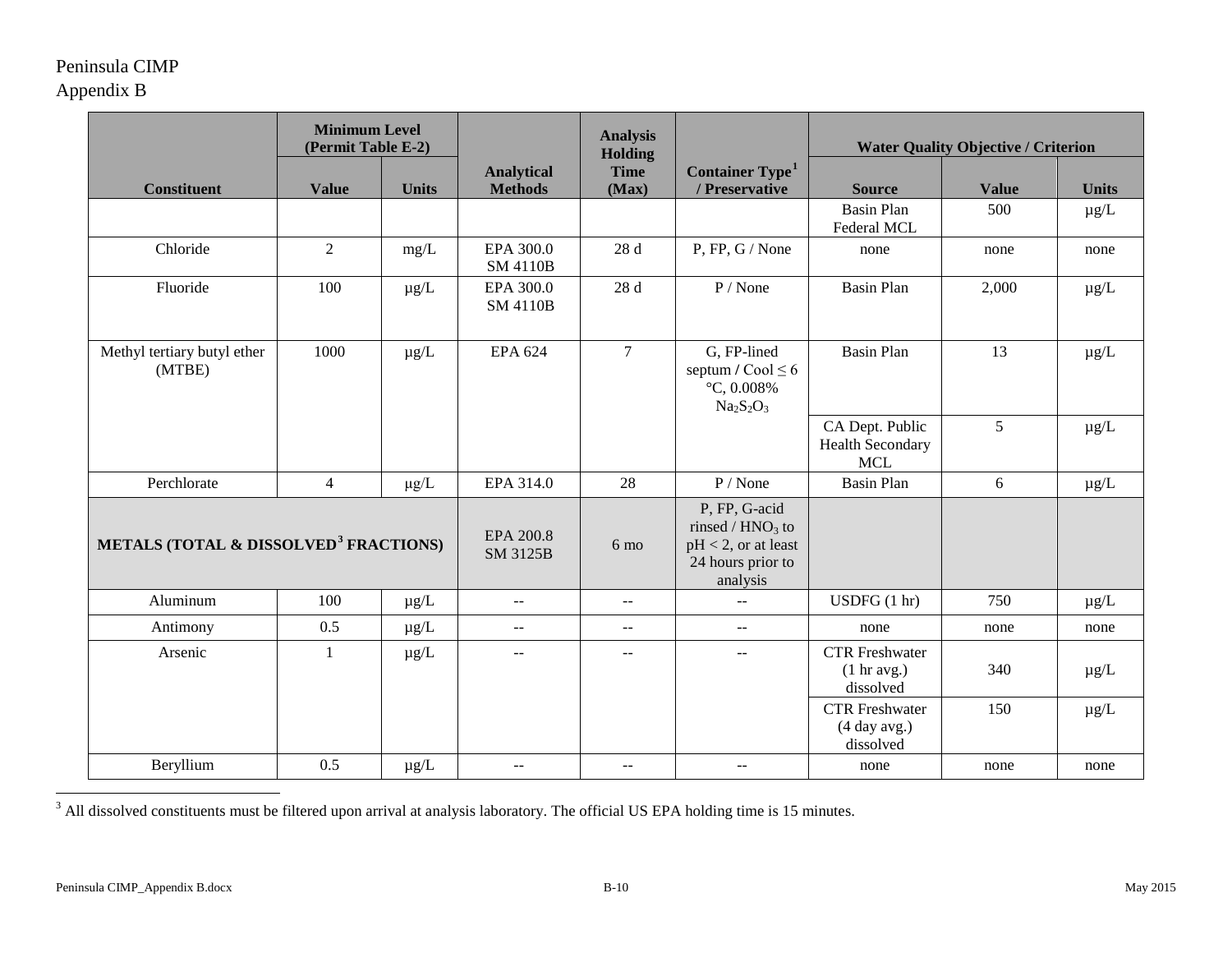| Constituent | Minimum Level (Permit Table E-2) | | Analytical Methods | Analysis Holding Time (Max) | Container Type[1] / Preservative | Water Quality Objective / Criterion | | |
|---|---|---|---|---|---|---|---|---|
| | Value | Units | | | | Source | Value | Units |
| | | | | | | Basin Plan Federal MCL | 500 | µg/L |
| Chloride | 2 | mg/L | EPA 300.0 SM 4110B | 28 d | P, FP, G / None | none | none | none |
| Fluoride | 100 | µg/L | EPA 300.0 SM 4110B | 28 d | P / None | Basin Plan | 2,000 | µg/L |
| Methyl tertiary butyl ether (MTBE) | 1000 | µg/L | EPA 624 | 7 | G, FP-lined septum / Cool ≤ 6 °C, 0.008% $Na_2S_2O_3$ | Basin Plan | 13 | µg/L |
| | | | | | | CA Dept. Public Health Secondary MCL | 5 | µg/L |
| Perchlorate | 4 | µg/L | EPA 314.0 | 28 | P / None | Basin Plan | 6 | µg/L |
| **METALS (TOTAL & DISSOLVED[3] FRACTIONS)** | | | EPA 200.8 SM 3125B | 6 mo | P, FP, G-acid rinsed / $HNO_3$ to pH < 2, or at least 24 hours prior to analysis | | | |
| Aluminum | 100 | µg/L | -- | -- | -- | USDFG (1 hr) | 750 | µg/L |
| Antimony | 0.5 | µg/L | -- | -- | -- | none | none | none |
| Arsenic | 1 | µg/L | -- | -- | -- | CTR Freshwater (1 hr avg.) dissolved | 340 | µg/L |
| | | | | | | CTR Freshwater (4 day avg.) dissolved | 150 | µg/L |
| Beryllium | 0.5 | µg/L | -- | -- | -- | none | none | none |

[3] All dissolved constituents must be filtered upon arrival at analysis laboratory. The official US EPA holding time is 15 minutes.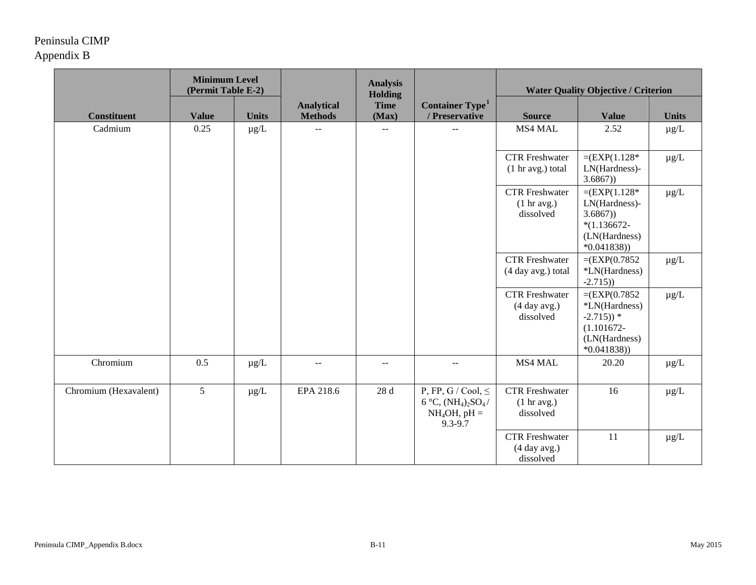Peninsula CIMP
Appendix B

| Constituent | Minimum Level (Permit Table E-2) | | Analytical Methods | Analysis Holding Time (Max) | Container Type[1] / Preservative | Water Quality Objective / Criterion | | |
|---|---|---|---|---|---|---|---|---|
| | Value | Units | | | | Source | Value | Units |
| Cadmium | 0.25 | µg/L | -- | -- | -- | MS4 MAL | 2.52 | µg/L |
| | | | | | | CTR Freshwater (1 hr avg.) total | =(EXP(1.128*LN(Hardness)-3.6867)) | µg/L |
| | | | | | | CTR Freshwater (1 hr avg.) dissolved | =(EXP(1.128*LN(Hardness)-3.6867))*(1.136672-(LN(Hardness)*0.041838)) | µg/L |
| | | | | | | CTR Freshwater (4 day avg.) total | =(EXP(0.7852*LN(Hardness)-2.715)) | µg/L |
| | | | | | | CTR Freshwater (4 day avg.) dissolved | =(EXP(0.7852*LN(Hardness)-2.715)) * (1.101672-(LN(Hardness)*0.041838)) | µg/L |
| Chromium | 0.5 | µg/L | -- | -- | -- | MS4 MAL | 20.20 | µg/L |
| Chromium (Hexavalent) | 5 | µg/L | EPA 218.6 | 28 d | P, FP, G / Cool, ≤ 6 °C, $(NH_4)_2SO_4$ / $NH_4OH$, pH = 9.3-9.7 | CTR Freshwater (1 hr avg.) dissolved | 16 | µg/L |
| | | | | | | CTR Freshwater (4 day avg.) dissolved | 11 | µg/L |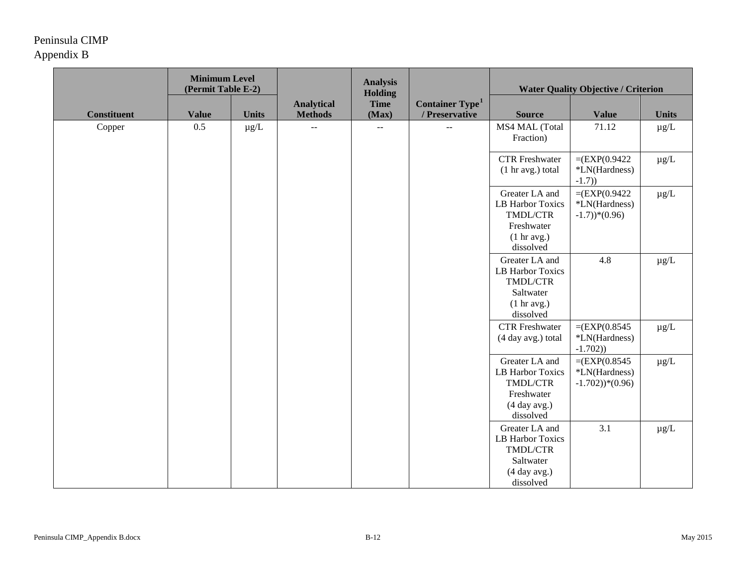Peninsula CIMP
Appendix B

| Constituent | Minimum Level (Permit Table E-2) | | Analytical Methods | Analysis Holding Time (Max) | Container Type[1] / Preservative | Water Quality Objective / Criterion | | |
|---|---|---|---|---|---|---|---|---|
| | Value | Units | | | | Source | Value | Units |
| Copper | 0.5 | µg/L | -- | -- | -- | MS4 MAL (Total Fraction) | 71.12 | µg/L |
| | | | | | | CTR Freshwater (1 hr avg.) total | =(EXP(0.9422 *LN(Hardness) -1.7)) | µg/L |
| | | | | | | Greater LA and LB Harbor Toxics TMDL/CTR Freshwater (1 hr avg.) dissolved | =(EXP(0.9422 *LN(Hardness) -1.7))*(0.96) | µg/L |
| | | | | | | Greater LA and LB Harbor Toxics TMDL/CTR Saltwater (1 hr avg.) dissolved | 4.8 | µg/L |
| | | | | | | CTR Freshwater (4 day avg.) total | =(EXP(0.8545 *LN(Hardness) -1.702)) | µg/L |
| | | | | | | Greater LA and LB Harbor Toxics TMDL/CTR Freshwater (4 day avg.) dissolved | =(EXP(0.8545 *LN(Hardness) -1.702))*(0.96) | µg/L |
| | | | | | | Greater LA and LB Harbor Toxics TMDL/CTR Saltwater (4 day avg.) dissolved | 3.1 | µg/L |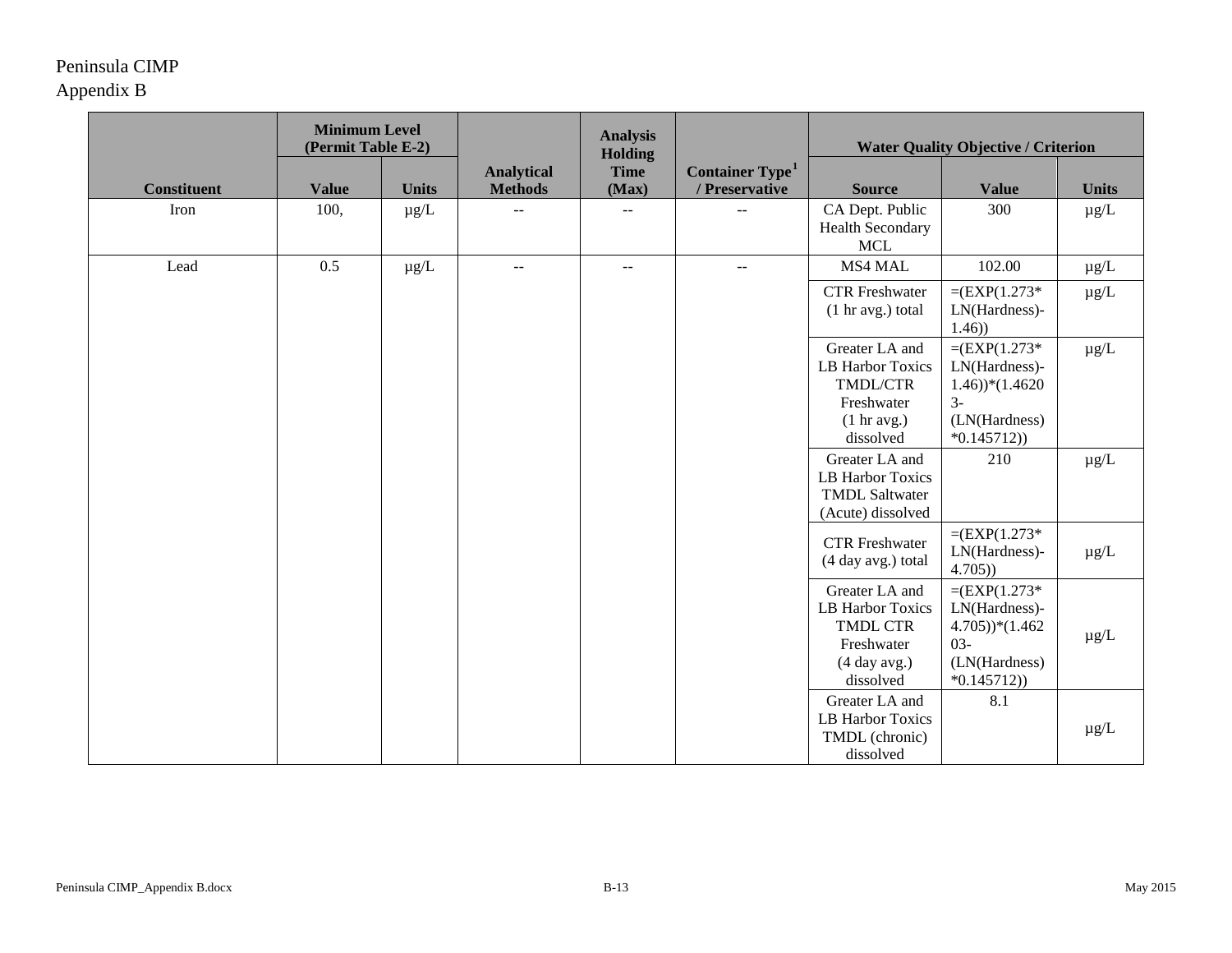Peninsula CIMP
Appendix B

| Constituent | Minimum Level (Permit Table E-2) | | Analytical Methods | Analysis Holding Time (Max) | Container Type[1] / Preservative | Water Quality Objective / Criterion | | |
|---|---|---|---|---|---|---|---|---|
| | Value | Units | | | | Source | Value | Units |
| Iron | 100, | µg/L | -- | -- | -- | CA Dept. Public Health Secondary MCL | 300 | µg/L |
| Lead | 0.5 | µg/L | -- | -- | -- | MS4 MAL | 102.00 | µg/L |
| | | | | | | CTR Freshwater (1 hr avg.) total | =(EXP(1.273*LN(Hardness)-1.46)) | µg/L |
| | | | | | | Greater LA and LB Harbor Toxics TMDL/CTR Freshwater (1 hr avg.) dissolved | =(EXP(1.273*LN(Hardness)-1.46))*(1.46203-(LN(Hardness)*0.145712)) | µg/L |
| | | | | | | Greater LA and LB Harbor Toxics TMDL Saltwater (Acute) dissolved | 210 | µg/L |
| | | | | | | CTR Freshwater (4 day avg.) total | =(EXP(1.273*LN(Hardness)-4.705)) | µg/L |
| | | | | | | Greater LA and LB Harbor Toxics TMDL CTR Freshwater (4 day avg.) dissolved | =(EXP(1.273*LN(Hardness)-4.705))*(1.46203-(LN(Hardness)*0.145712)) | µg/L |
| | | | | | | Greater LA and LB Harbor Toxics TMDL (chronic) dissolved | 8.1 | µg/L |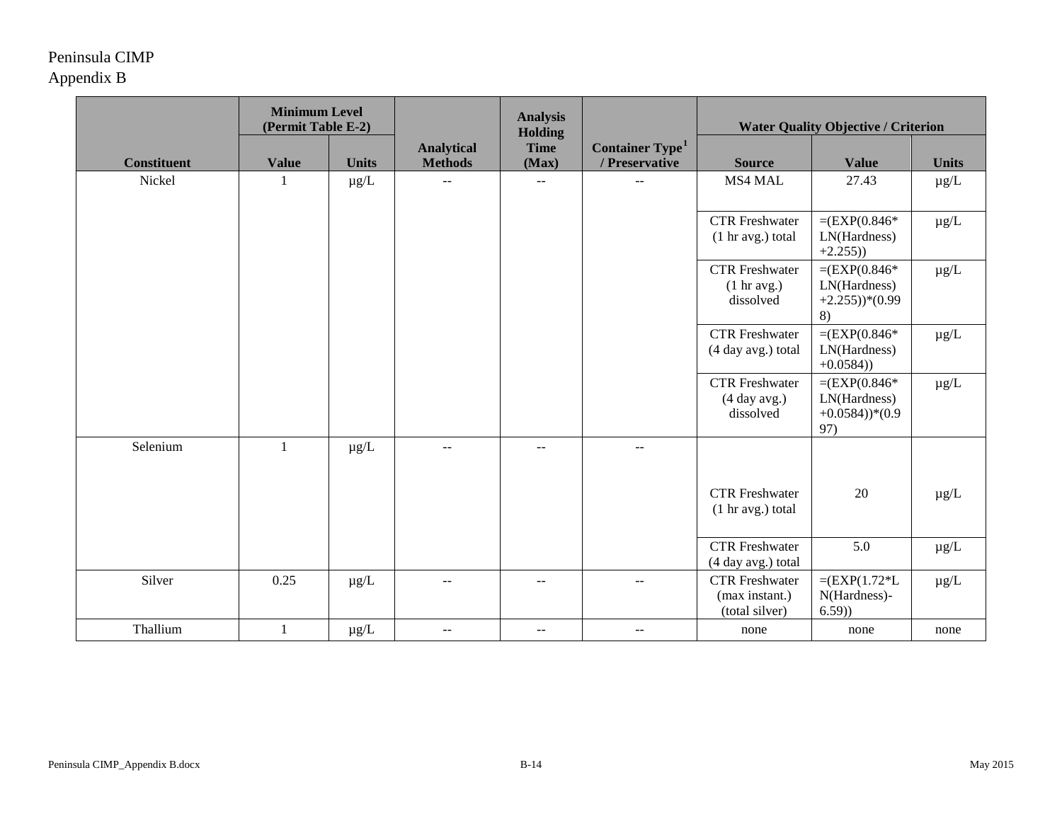Peninsula CIMP
Appendix B

| Constituent | Minimum Level (Permit Table E-2) | | Analytical Methods | Analysis Holding Time (Max) | Container Type[1] / Preservative | Water Quality Objective / Criterion | | |
|---|---|---|---|---|---|---|---|---|
| | Value | Units | | | | Source | Value | Units |
| Nickel | 1 | µg/L | -- | -- | -- | MS4 MAL | 27.43 | µg/L |
| | | | | | | CTR Freshwater (1 hr avg.) total | =(EXP(0.846*LN(Hardness)+2.255)) | µg/L |
| | | | | | | CTR Freshwater (1 hr avg.) dissolved | =(EXP(0.846*LN(Hardness)+2.255))*(0.998) | µg/L |
| | | | | | | CTR Freshwater (4 day avg.) total | =(EXP(0.846*LN(Hardness)+0.0584)) | µg/L |
| | | | | | | CTR Freshwater (4 day avg.) dissolved | =(EXP(0.846*LN(Hardness)+0.0584))*(0.997) | µg/L |
| Selenium | 1 | µg/L | -- | -- | -- | CTR Freshwater (1 hr avg.) total | 20 | µg/L |
| | | | | | | CTR Freshwater (4 day avg.) total | 5.0 | µg/L |
| Silver | 0.25 | µg/L | -- | -- | -- | CTR Freshwater (max instant.) (total silver) | =(EXP(1.72*LN(Hardness)-6.59)) | µg/L |
| Thallium | 1 | µg/L | -- | -- | -- | none | none | none |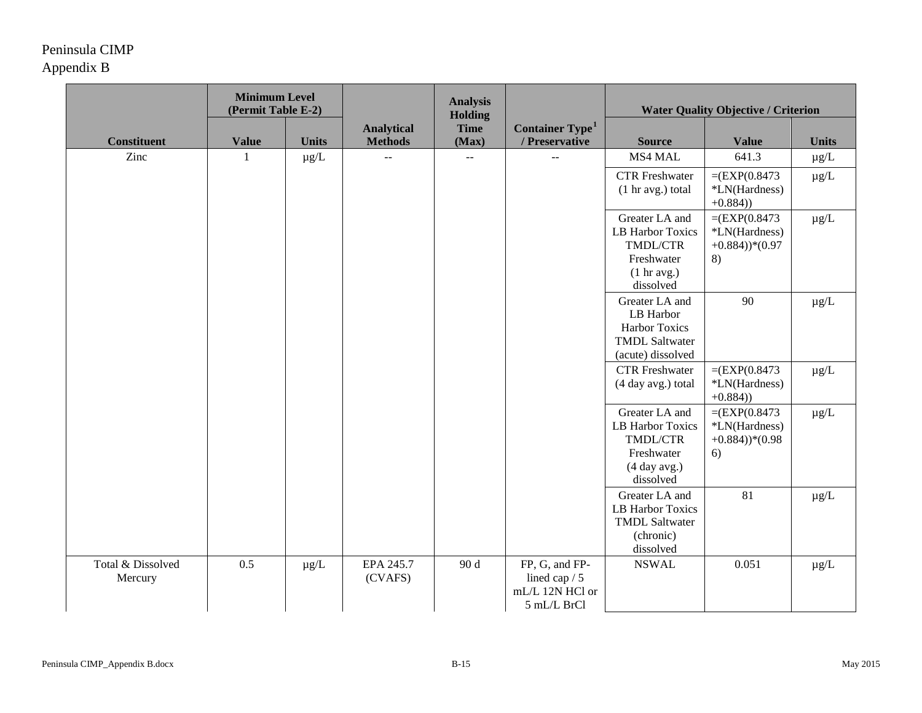Peninsula CIMP
Appendix B

| Constituent | Minimum Level (Permit Table E-2) | | Analytical Methods | Analysis Holding Time (Max) | Container Type[1] / Preservative | Water Quality Objective / Criterion | | |
|---|---|---|---|---|---|---|---|---|
| | Value | Units | | | | Source | Value | Units |
| Zinc | 1 | µg/L | -- | -- | -- | MS4 MAL | 641.3 | µg/L |
| | | | | | | CTR Freshwater (1 hr avg.) total | =(EXP(0.8473 *LN(Hardness) +0.884)) | µg/L |
| | | | | | | Greater LA and LB Harbor Toxics TMDL/CTR Freshwater (1 hr avg.) dissolved | =(EXP(0.8473 *LN(Hardness) +0.884))*(0.978) | µg/L |
| | | | | | | Greater LA and LB Harbor Harbor Toxics TMDL Saltwater (acute) dissolved | 90 | µg/L |
| | | | | | | CTR Freshwater (4 day avg.) total | =(EXP(0.8473 *LN(Hardness) +0.884)) | µg/L |
| | | | | | | Greater LA and LB Harbor Toxics TMDL/CTR Freshwater (4 day avg.) dissolved | =(EXP(0.8473 *LN(Hardness) +0.884))*(0.986) | µg/L |
| | | | | | | Greater LA and LB Harbor Toxics TMDL Saltwater (chronic) dissolved | 81 | µg/L |
| Total & Dissolved Mercury | 0.5 | µg/L | EPA 245.7 (CVAFS) | 90 d | FP, G, and FP-lined cap / 5 mL/L 12N HCl or 5 mL/L BrCl | NSWAL | 0.051 | µg/L |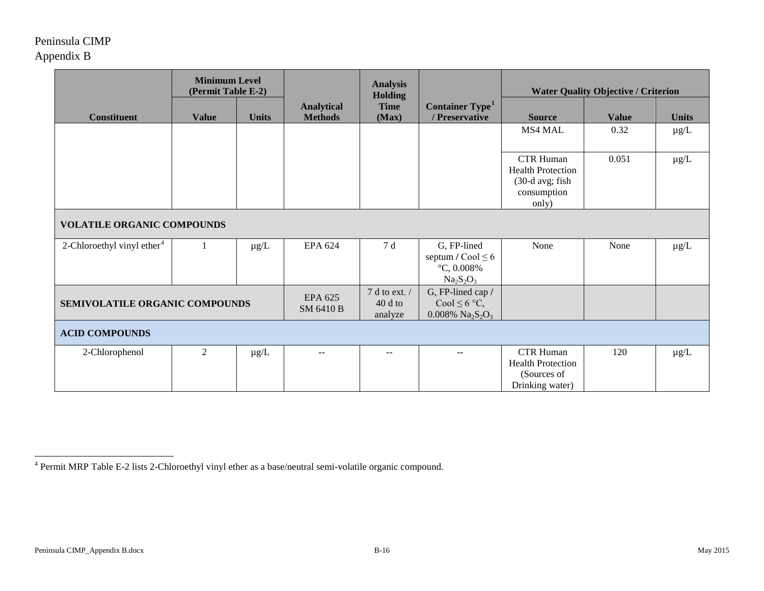Peninsula CIMP
Appendix B

| Constituent | Minimum Level (Permit Table E-2) | | Analytical Methods | Analysis Holding Time (Max) | Container Type[1] / Preservative | Water Quality Objective / Criterion | | |
|---|---|---|---|---|---|---|---|---|
| | Value | Units | | | | Source | Value | Units |
| | | | | | | MS4 MAL | 0.32 | µg/L |
| | | | | | | CTR Human Health Protection (30-d avg; fish consumption only) | 0.051 | µg/L |
| **VOLATILE ORGANIC COMPOUNDS** | | | | | | | | |
| 2-Chloroethyl vinyl ether[4] | 1 | µg/L | EPA 624 | 7 d | G, FP-lined septum / Cool ≤ 6 °C, 0.008% $Na_2S_2O_3$ | None | None | µg/L |
| **SEMIVOLATILE ORGANIC COMPOUNDS** | | | EPA 625 SM 6410 B | 7 d to ext. / 40 d to analyze | G, FP-lined cap / Cool ≤ 6 °C, 0.008% $Na_2S_2O_3$ | | | |
| **ACID COMPOUNDS** | | | | | | | | |
| 2-Chlorophenol | 2 | µg/L | -- | -- | -- | CTR Human Health Protection (Sources of Drinking water) | 120 | µg/L |

[4] Permit MRP Table E-2 lists 2-Chloroethyl vinyl ether as a base/neutral semi-volatile organic compound.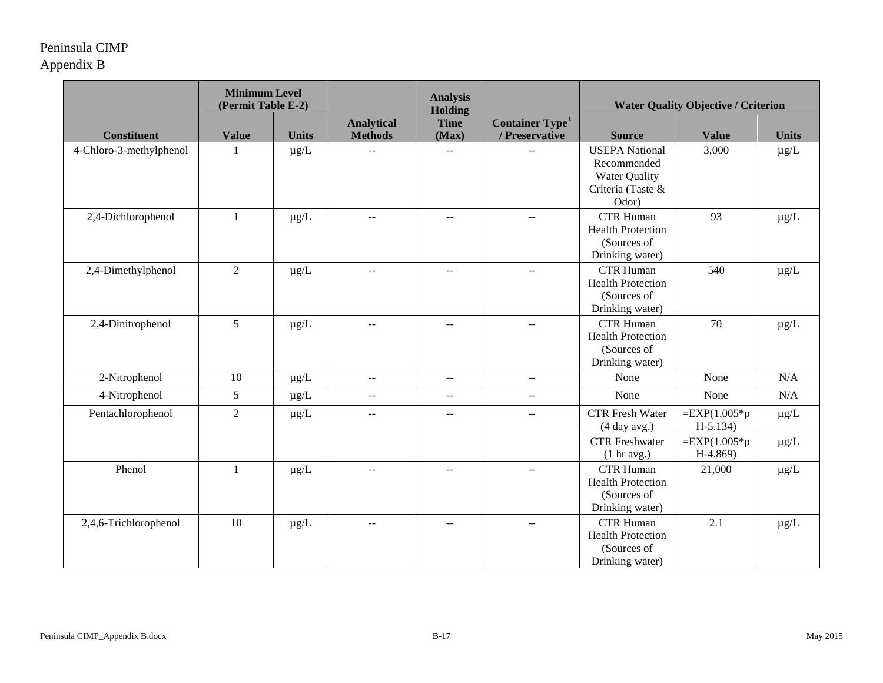Peninsula CIMP
Appendix B

| Constituent | Minimum Level (Permit Table E-2) | | Analytical Methods | Analysis Holding Time (Max) | Container Type[1] / Preservative | Water Quality Objective / Criterion | | |
|---|---|---|---|---|---|---|---|---|
| | Value | Units | | | | Source | Value | Units |
| 4-Chloro-3-methylphenol | 1 | µg/L | -- | -- | -- | USEPA National Recommended Water Quality Criteria (Taste & Odor) | 3,000 | µg/L |
| 2,4-Dichlorophenol | 1 | µg/L | -- | -- | -- | CTR Human Health Protection (Sources of Drinking water) | 93 | µg/L |
| 2,4-Dimethylphenol | 2 | µg/L | -- | -- | -- | CTR Human Health Protection (Sources of Drinking water) | 540 | µg/L |
| 2,4-Dinitrophenol | 5 | µg/L | -- | -- | -- | CTR Human Health Protection (Sources of Drinking water) | 70 | µg/L |
| 2-Nitrophenol | 10 | µg/L | -- | -- | -- | None | None | N/A |
| 4-Nitrophenol | 5 | µg/L | -- | -- | -- | None | None | N/A |
| Pentachlorophenol | 2 | µg/L | -- | -- | -- | CTR Fresh Water (4 day avg.) | =EXP(1.005*pH-5.134) | µg/L |
| | | | | | | CTR Freshwater (1 hr avg.) | =EXP(1.005*pH-4.869) | µg/L |
| Phenol | 1 | µg/L | -- | -- | -- | CTR Human Health Protection (Sources of Drinking water) | 21,000 | µg/L |
| 2,4,6-Trichlorophenol | 10 | µg/L | -- | -- | -- | CTR Human Health Protection (Sources of Drinking water) | 2.1 | µg/L |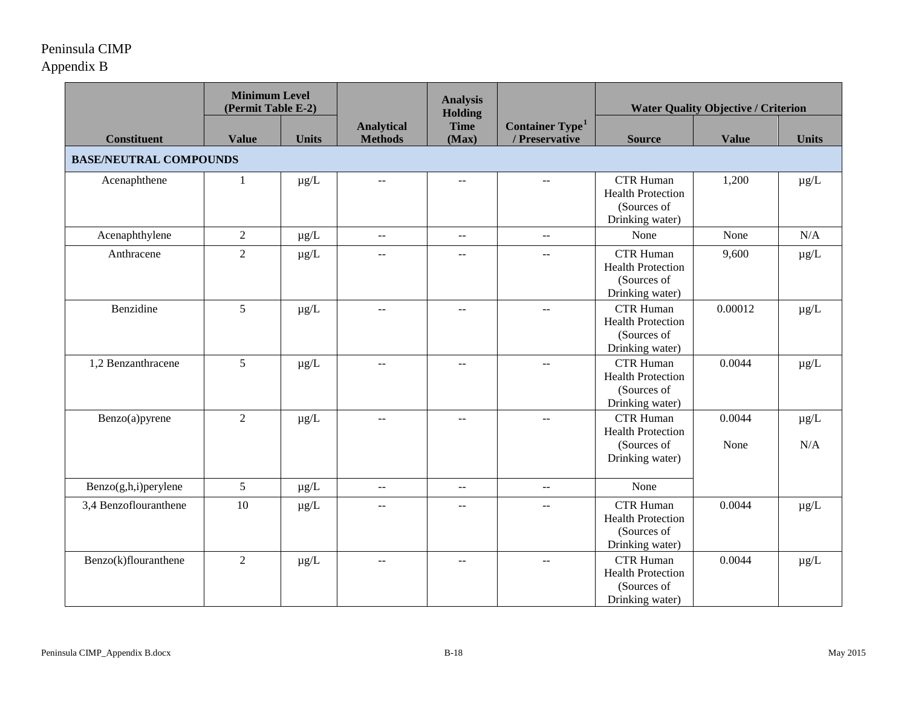Peninsula CIMP
Appendix B

| Constituent | Minimum Level (Permit Table E-2) | | Analytical Methods | Analysis Holding Time (Max) | Container Type[1] / Preservative | Water Quality Objective / Criterion | | |
|---|---|---|---|---|---|---|---|---|
| | Value | Units | | | | Source | Value | Units |
| **BASE/NEUTRAL COMPOUNDS** | | | | | | | | |
| Acenaphthene | 1 | µg/L | -- | -- | -- | CTR Human Health Protection (Sources of Drinking water) | 1,200 | µg/L |
| Acenaphthylene | 2 | µg/L | -- | -- | -- | None | None | N/A |
| Anthracene | 2 | µg/L | -- | -- | -- | CTR Human Health Protection (Sources of Drinking water) | 9,600 | µg/L |
| Benzidine | 5 | µg/L | -- | -- | -- | CTR Human Health Protection (Sources of Drinking water) | 0.00012 | µg/L |
| 1,2 Benzanthracene | 5 | µg/L | -- | -- | -- | CTR Human Health Protection (Sources of Drinking water) | 0.0044 | µg/L |
| Benzo(a)pyrene | 2 | µg/L | -- | -- | -- | CTR Human Health Protection (Sources of Drinking water) | 0.0044 | µg/L |
| Benzo(g,h,i)perylene | 5 | µg/L | -- | -- | -- | None | None | N/A |
| 3,4 Benzoflouranthene | 10 | µg/L | -- | -- | -- | CTR Human Health Protection (Sources of Drinking water) | 0.0044 | µg/L |
| Benzo(k)flouranthene | 2 | µg/L | -- | -- | -- | CTR Human Health Protection (Sources of Drinking water) | 0.0044 | µg/L |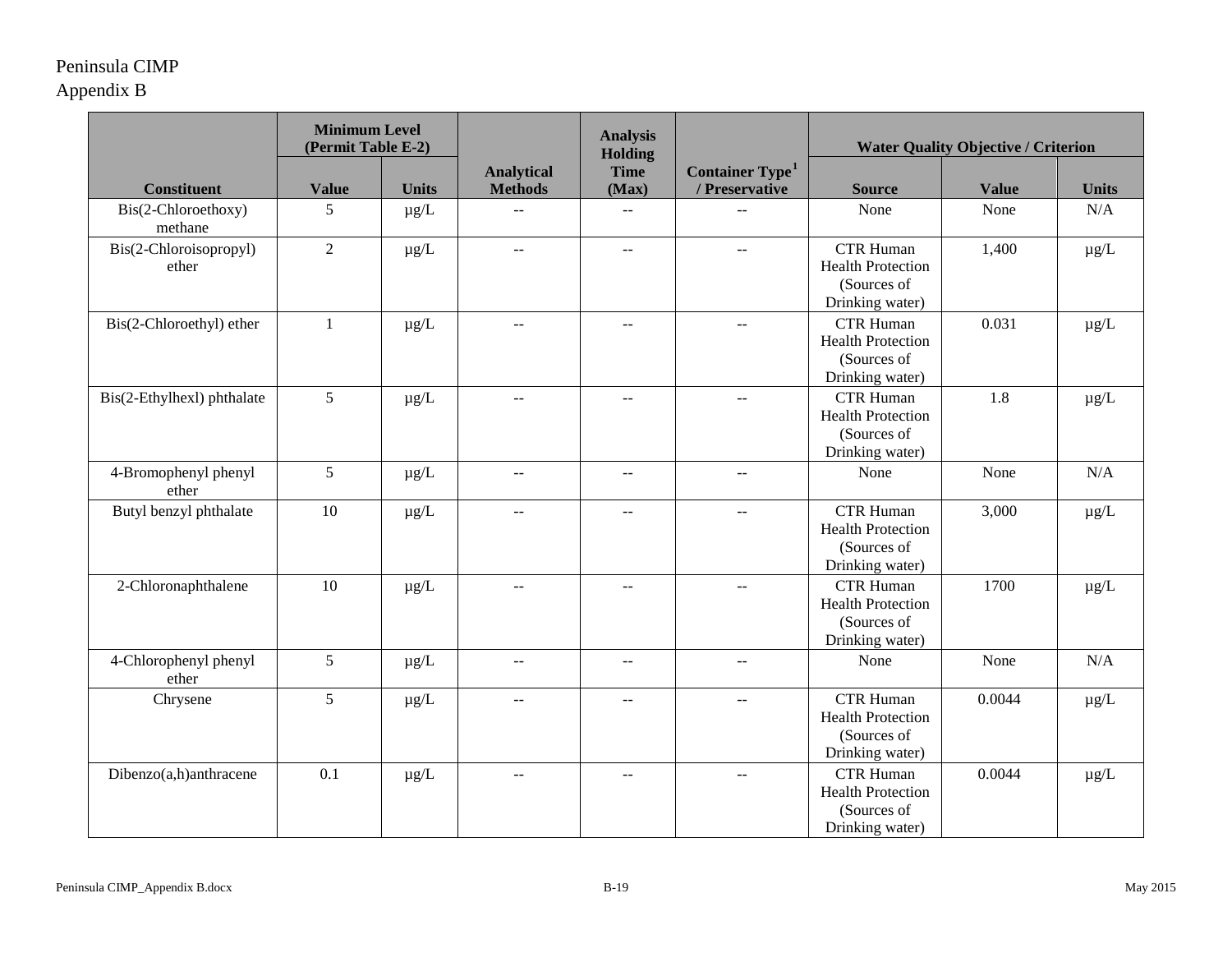Peninsula CIMP
Appendix B

| Constituent | Minimum Level (Permit Table E-2) | | Analytical Methods | Analysis Holding Time (Max) | Container Type[1] / Preservative | Water Quality Objective / Criterion | | |
|---|---|---|---|---|---|---|---|---|
| | Value | Units | | | | Source | Value | Units |
| Bis(2-Chloroethoxy) methane | 5 | µg/L | -- | -- | -- | None | None | N/A |
| Bis(2-Chloroisopropyl) ether | 2 | µg/L | -- | -- | -- | CTR Human Health Protection (Sources of Drinking water) | 1,400 | µg/L |
| Bis(2-Chloroethyl) ether | 1 | µg/L | -- | -- | -- | CTR Human Health Protection (Sources of Drinking water) | 0.031 | µg/L |
| Bis(2-Ethylhexl) phthalate | 5 | µg/L | -- | -- | -- | CTR Human Health Protection (Sources of Drinking water) | 1.8 | µg/L |
| 4-Bromophenyl phenyl ether | 5 | µg/L | -- | -- | -- | None | None | N/A |
| Butyl benzyl phthalate | 10 | µg/L | -- | -- | -- | CTR Human Health Protection (Sources of Drinking water) | 3,000 | µg/L |
| 2-Chloronaphthalene | 10 | µg/L | -- | -- | -- | CTR Human Health Protection (Sources of Drinking water) | 1700 | µg/L |
| 4-Chlorophenyl phenyl ether | 5 | µg/L | -- | -- | -- | None | None | N/A |
| Chrysene | 5 | µg/L | -- | -- | -- | CTR Human Health Protection (Sources of Drinking water) | 0.0044 | µg/L |
| Dibenzo(a,h)anthracene | 0.1 | µg/L | -- | -- | -- | CTR Human Health Protection (Sources of Drinking water) | 0.0044 | µg/L |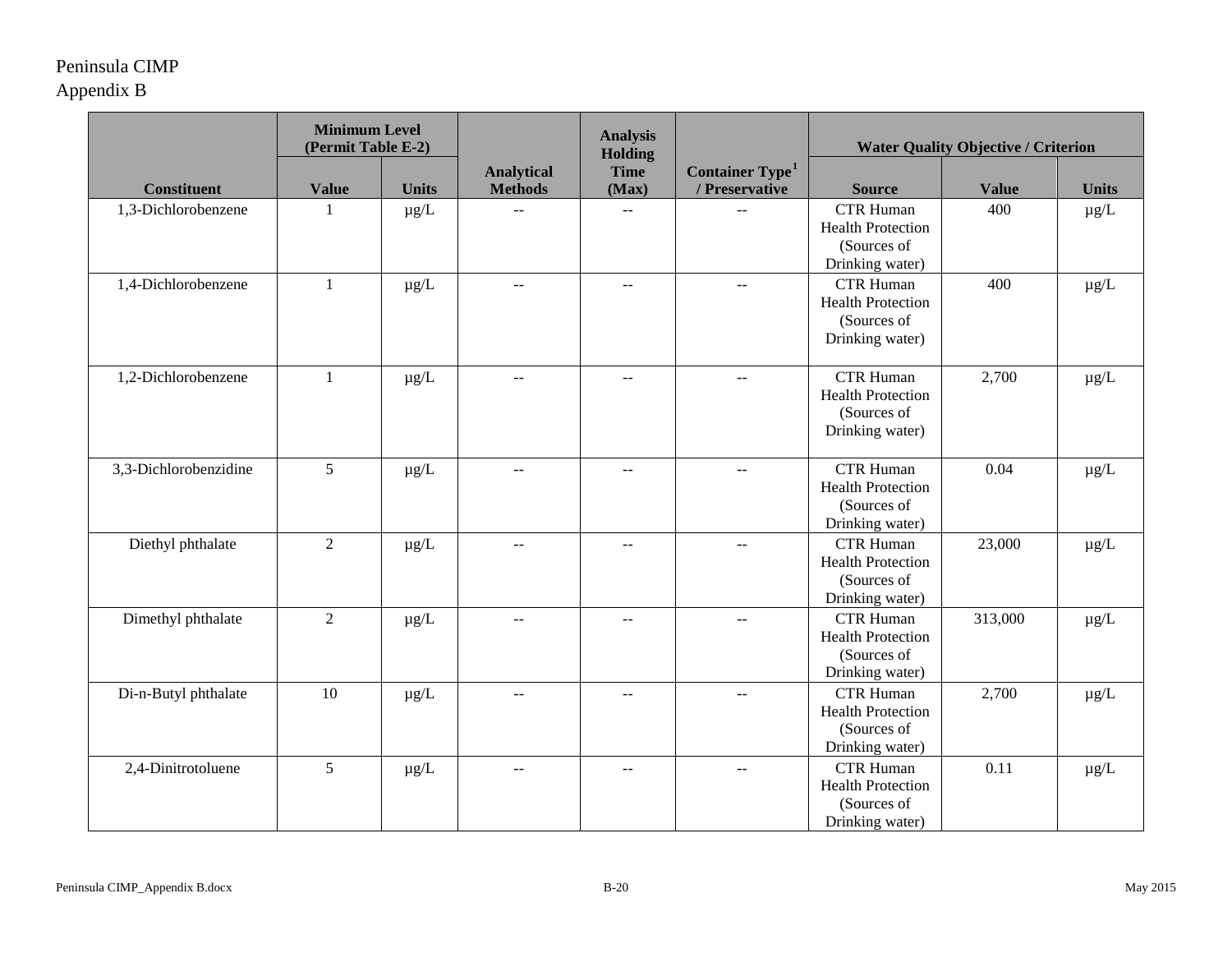Peninsula CIMP
Appendix B

| Constituent | Minimum Level (Permit Table E-2) | | Analytical Methods | Analysis Holding Time (Max) | Container Type[1] / Preservative | Water Quality Objective / Criterion | | |
|---|---|---|---|---|---|---|---|---|
| | Value | Units | | | | Source | Value | Units |
| 1,3-Dichlorobenzene | 1 | µg/L | -- | -- | -- | CTR Human Health Protection (Sources of Drinking water) | 400 | µg/L |
| 1,4-Dichlorobenzene | 1 | µg/L | -- | -- | -- | CTR Human Health Protection (Sources of Drinking water) | 400 | µg/L |
| 1,2-Dichlorobenzene | 1 | µg/L | -- | -- | -- | CTR Human Health Protection (Sources of Drinking water) | 2,700 | µg/L |
| 3,3-Dichlorobenzidine | 5 | µg/L | -- | -- | -- | CTR Human Health Protection (Sources of Drinking water) | 0.04 | µg/L |
| Diethyl phthalate | 2 | µg/L | -- | -- | -- | CTR Human Health Protection (Sources of Drinking water) | 23,000 | µg/L |
| Dimethyl phthalate | 2 | µg/L | -- | -- | -- | CTR Human Health Protection (Sources of Drinking water) | 313,000 | µg/L |
| Di-n-Butyl phthalate | 10 | µg/L | -- | -- | -- | CTR Human Health Protection (Sources of Drinking water) | 2,700 | µg/L |
| 2,4-Dinitrotoluene | 5 | µg/L | -- | -- | -- | CTR Human Health Protection (Sources of Drinking water) | 0.11 | µg/L |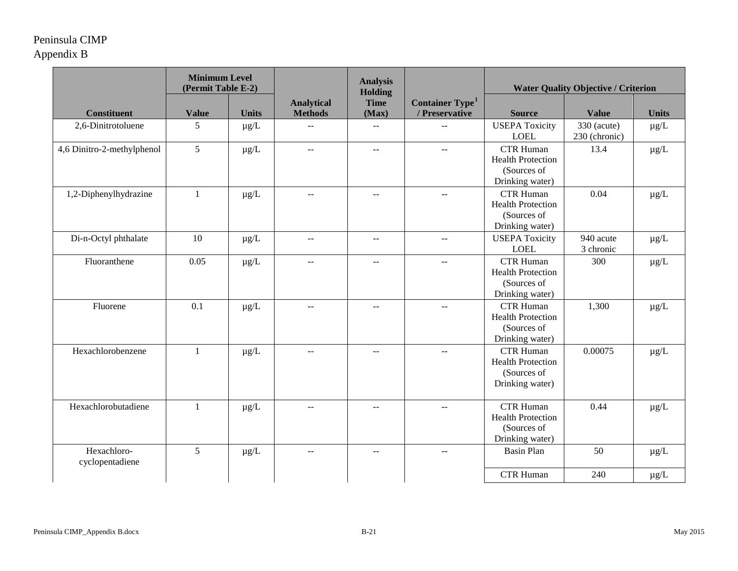| Constituent | Minimum Level (Permit Table E-2) | | Analytical Methods | Analysis Holding Time (Max) | Container Type[1] / Preservative | Water Quality Objective / Criterion | | |
|---|---|---|---|---|---|---|---|---|
| | Value | Units | | | | Source | Value | Units |
| 2,6-Dinitrotoluene | 5 | µg/L | -- | -- | -- | USEPA Toxicity LOEL | 330 (acute) 230 (chronic) | µg/L |
| 4,6 Dinitro-2-methylphenol | 5 | µg/L | -- | -- | -- | CTR Human Health Protection (Sources of Drinking water) | 13.4 | µg/L |
| 1,2-Diphenylhydrazine | 1 | µg/L | -- | -- | -- | CTR Human Health Protection (Sources of Drinking water) | 0.04 | µg/L |
| Di-n-Octyl phthalate | 10 | µg/L | -- | -- | -- | USEPA Toxicity LOEL | 940 acute 3 chronic | µg/L |
| Fluoranthene | 0.05 | µg/L | -- | -- | -- | CTR Human Health Protection (Sources of Drinking water) | 300 | µg/L |
| Fluorene | 0.1 | µg/L | -- | -- | -- | CTR Human Health Protection (Sources of Drinking water) | 1,300 | µg/L |
| Hexachlorobenzene | 1 | µg/L | -- | -- | -- | CTR Human Health Protection (Sources of Drinking water) | 0.00075 | µg/L |
| Hexachlorobutadiene | 1 | µg/L | -- | -- | -- | CTR Human Health Protection (Sources of Drinking water) | 0.44 | µg/L |
| Hexachloro-cyclopentadiene | 5 | µg/L | -- | -- | -- | Basin Plan | 50 | µg/L |
| | | | | | | CTR Human | 240 | µg/L |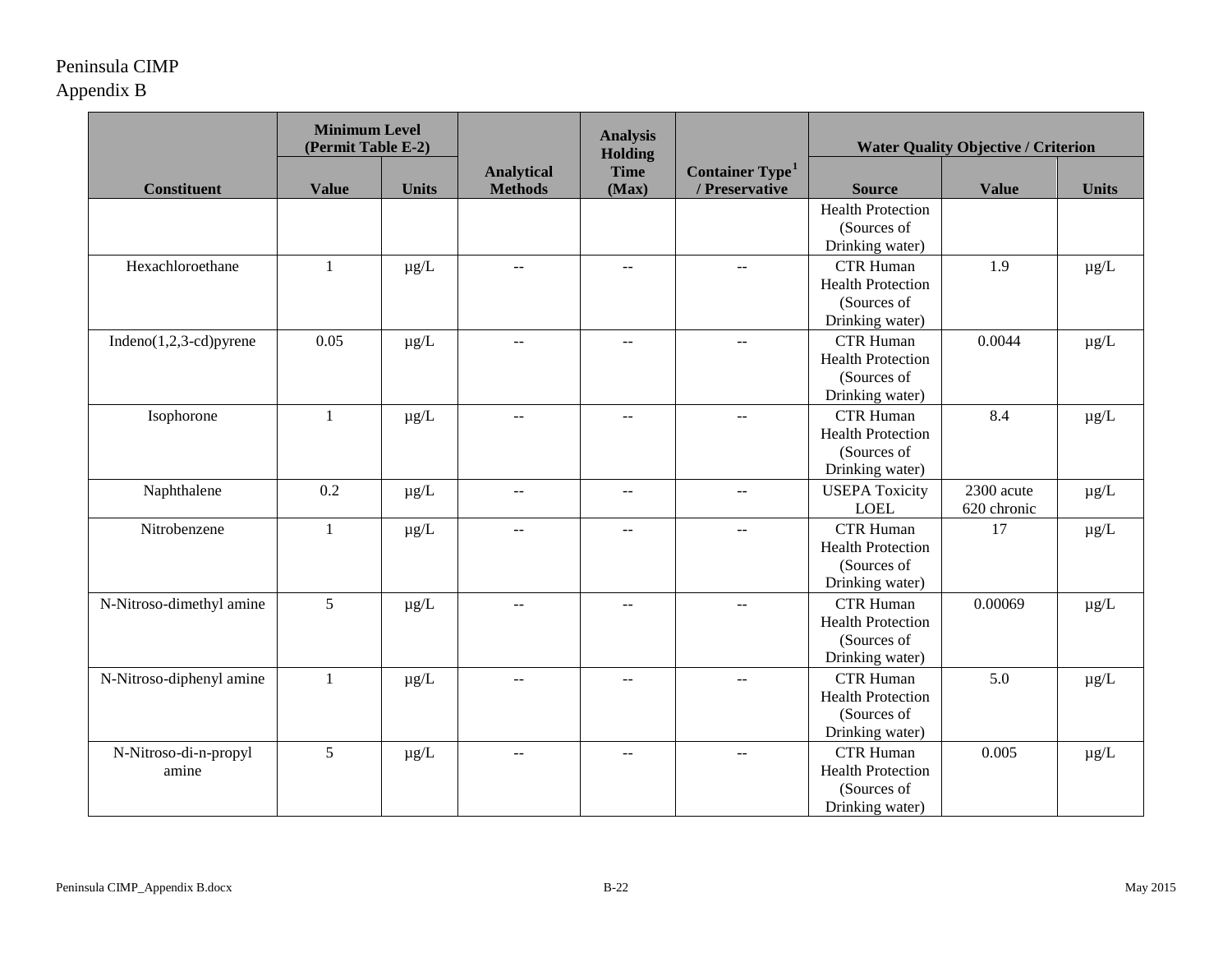| Constituent | Minimum Level (Permit Table E-2) | | Analytical Methods | Analysis Holding Time (Max) | Container Type[1] / Preservative | Water Quality Objective / Criterion | | |
|---|---|---|---|---|---|---|---|---|
| | Value | Units | | | | Source | Value | Units |
| | | | | | | Health Protection (Sources of Drinking water) | | |
| Hexachloroethane | 1 | µg/L | -- | -- | -- | CTR Human Health Protection (Sources of Drinking water) | 1.9 | µg/L |
| Indeno(1,2,3-cd)pyrene | 0.05 | µg/L | -- | -- | -- | CTR Human Health Protection (Sources of Drinking water) | 0.0044 | µg/L |
| Isophorone | 1 | µg/L | -- | -- | -- | CTR Human Health Protection (Sources of Drinking water) | 8.4 | µg/L |
| Naphthalene | 0.2 | µg/L | -- | -- | -- | USEPA Toxicity LOEL | 2300 acute 620 chronic | µg/L |
| Nitrobenzene | 1 | µg/L | -- | -- | -- | CTR Human Health Protection (Sources of Drinking water) | 17 | µg/L |
| N-Nitroso-dimethyl amine | 5 | µg/L | -- | -- | -- | CTR Human Health Protection (Sources of Drinking water) | 0.00069 | µg/L |
| N-Nitroso-diphenyl amine | 1 | µg/L | -- | -- | -- | CTR Human Health Protection (Sources of Drinking water) | 5.0 | µg/L |
| N-Nitroso-di-n-propyl amine | 5 | µg/L | -- | -- | -- | CTR Human Health Protection (Sources of Drinking water) | 0.005 | µg/L |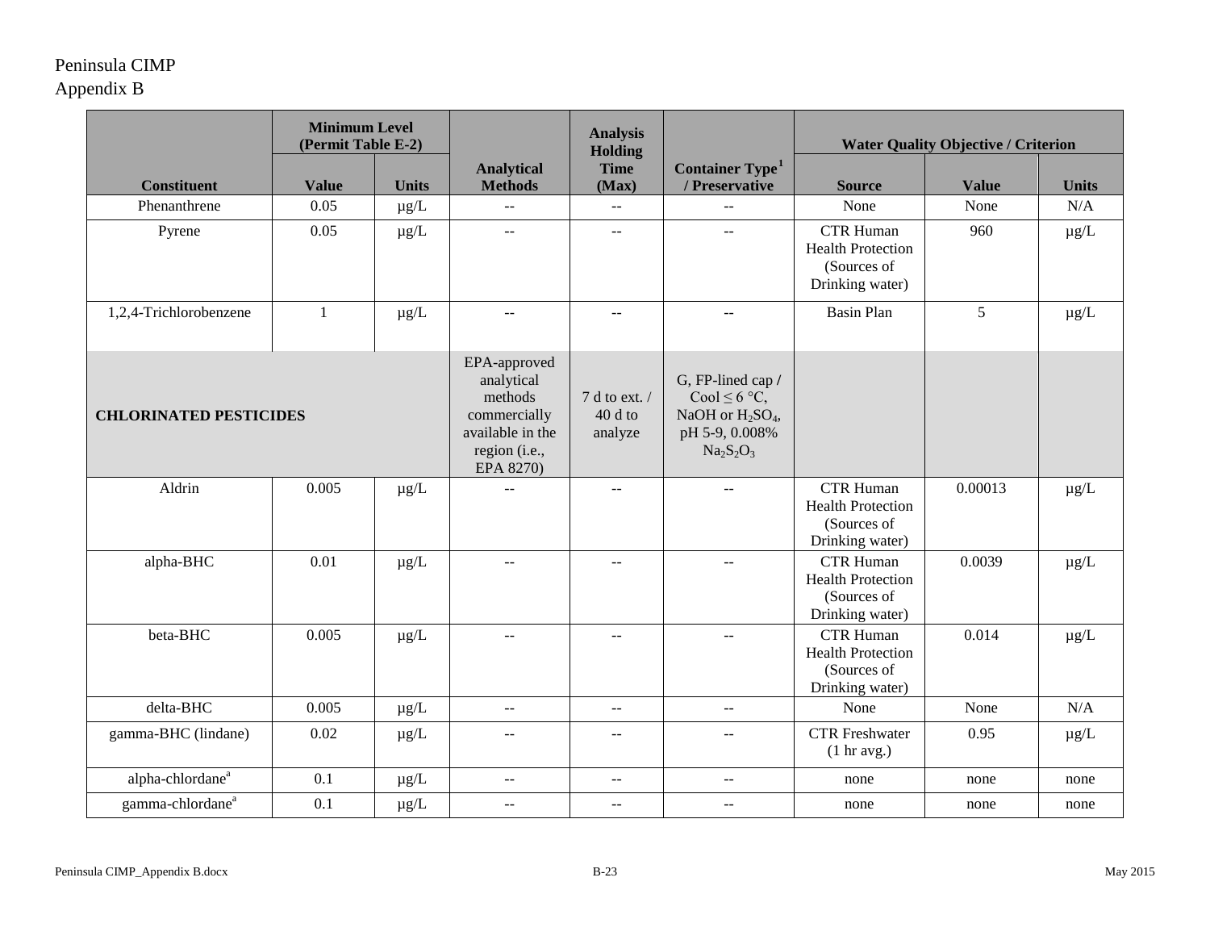Peninsula CIMP
Appendix B

| Constituent | Minimum Level (Permit Table E-2) | | Analytical Methods | Analysis Holding Time (Max) | Container Type[1] / Preservative | Water Quality Objective / Criterion | | |
|---|---|---|---|---|---|---|---|---|
| | Value | Units | | | | Source | Value | Units |
| Phenanthrene | 0.05 | µg/L | -- | -- | -- | None | None | N/A |
| Pyrene | 0.05 | µg/L | -- | -- | -- | CTR Human Health Protection (Sources of Drinking water) | 960 | µg/L |
| 1,2,4-Trichlorobenzene | 1 | µg/L | -- | -- | -- | Basin Plan | 5 | µg/L |
| **CHLORINATED PESTICIDES** | | | EPA-approved analytical methods commercially available in the region (i.e., EPA 8270) | 7 d to ext. / 40 d to analyze | G, FP-lined cap / Cool ≤ 6 °C, NaOH or $H_2SO_4$, pH 5-9, 0.008% $Na_2S_2O_3$ | | | |
| Aldrin | 0.005 | µg/L | -- | -- | -- | CTR Human Health Protection (Sources of Drinking water) | 0.00013 | µg/L |
| alpha-BHC | 0.01 | µg/L | -- | -- | -- | CTR Human Health Protection (Sources of Drinking water) | 0.0039 | µg/L |
| beta-BHC | 0.005 | µg/L | -- | -- | -- | CTR Human Health Protection (Sources of Drinking water) | 0.014 | µg/L |
| delta-BHC | 0.005 | µg/L | -- | -- | -- | None | None | N/A |
| gamma-BHC (lindane) | 0.02 | µg/L | -- | -- | -- | CTR Freshwater (1 hr avg.) | 0.95 | µg/L |
| alpha-chlordane[a] | 0.1 | µg/L | -- | -- | -- | none | none | none |
| gamma-chlordane[a] | 0.1 | µg/L | -- | -- | -- | none | none | none |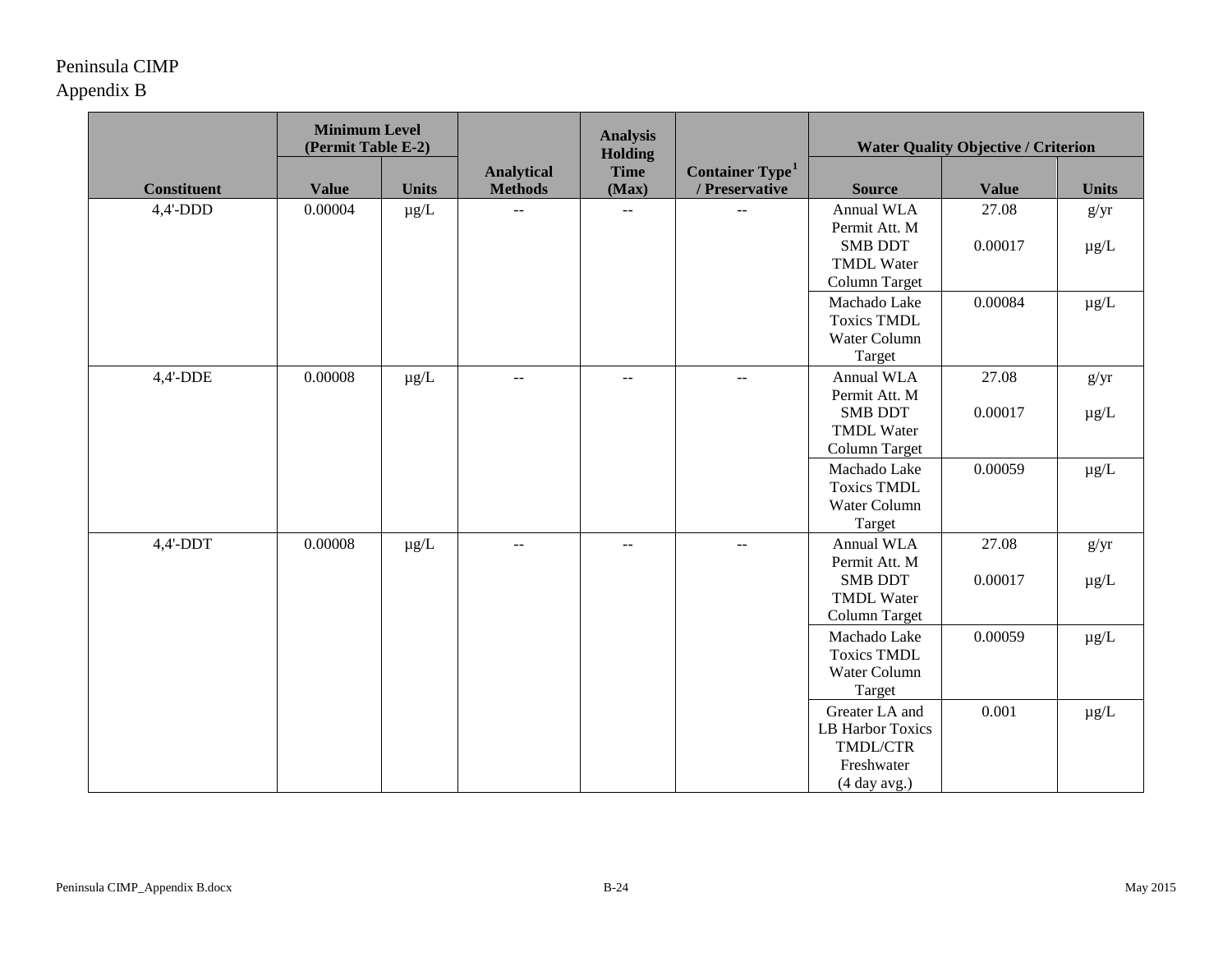Peninsula CIMP
Appendix B

| Constituent | Minimum Level (Permit Table E-2) | | Analytical Methods | Analysis Holding Time (Max) | Container Type[1] / Preservative | Water Quality Objective / Criterion | | |
|---|---|---|---|---|---|---|---|---|
| | Value | Units | | | | Source | Value | Units |
| 4,4'-DDD | 0.00004 | µg/L | -- | -- | -- | Annual WLA | 27.08 | g/yr |
| | | | | | | Permit Att. M SMB DDT TMDL Water Column Target | 0.00017 | µg/L |
| | | | | | | Machado Lake Toxics TMDL Water Column Target | 0.00084 | µg/L |
| 4,4'-DDE | 0.00008 | µg/L | -- | -- | -- | Annual WLA | 27.08 | g/yr |
| | | | | | | Permit Att. M SMB DDT TMDL Water Column Target | 0.00017 | µg/L |
| | | | | | | Machado Lake Toxics TMDL Water Column Target | 0.00059 | µg/L |
| 4,4'-DDT | 0.00008 | µg/L | -- | -- | -- | Annual WLA | 27.08 | g/yr |
| | | | | | | Permit Att. M SMB DDT TMDL Water Column Target | 0.00017 | µg/L |
| | | | | | | Machado Lake Toxics TMDL Water Column Target | 0.00059 | µg/L |
| | | | | | | Greater LA and LB Harbor Toxics TMDL/CTR Freshwater (4 day avg.) | 0.001 | µg/L |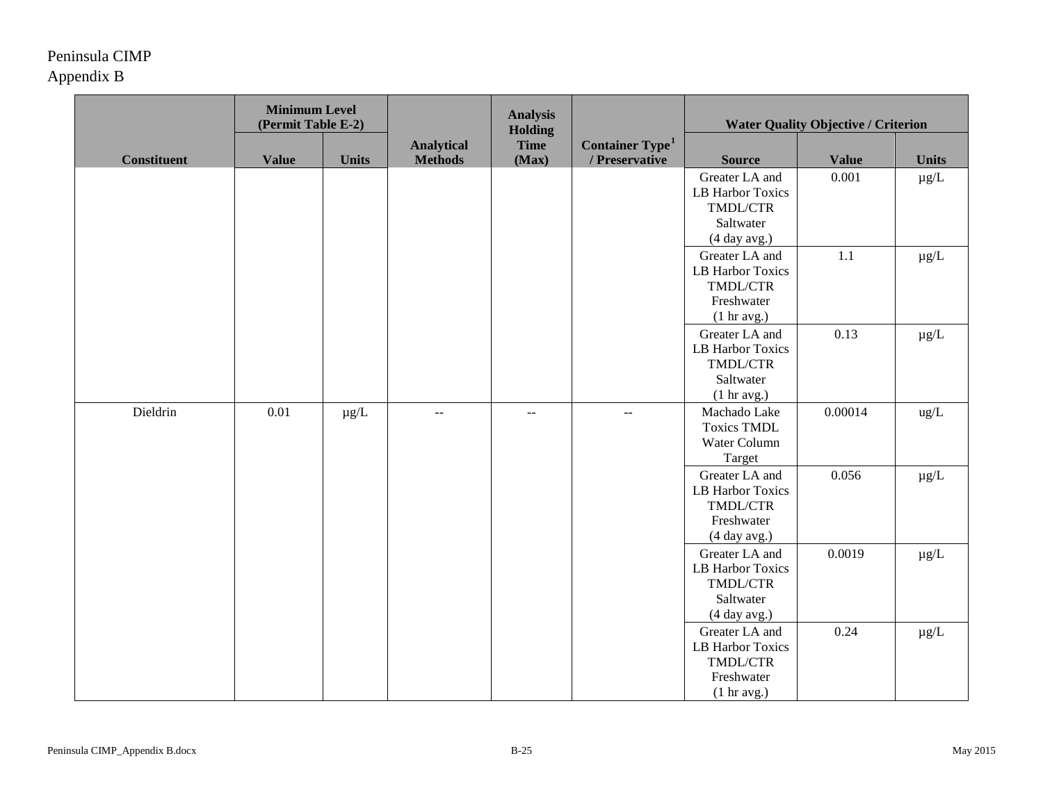Peninsula CIMP
Appendix B

| Constituent | Minimum Level (Permit Table E-2) | | Analytical Methods | Analysis Holding Time (Max) | Container Type[1] / Preservative | Water Quality Objective / Criterion | | |
|---|---|---|---|---|---|---|---|---|
| | Value | Units | | | | Source | Value | Units |
| | | | | | | Greater LA and LB Harbor Toxics TMDL/CTR Saltwater (4 day avg.) | 0.001 | µg/L |
| | | | | | | Greater LA and LB Harbor Toxics TMDL/CTR Freshwater (1 hr avg.) | 1.1 | µg/L |
| | | | | | | Greater LA and LB Harbor Toxics TMDL/CTR Saltwater (1 hr avg.) | 0.13 | µg/L |
| Dieldrin | 0.01 | µg/L | -- | -- | -- | Machado Lake Toxics TMDL Water Column Target | 0.00014 | ug/L |
| | | | | | | Greater LA and LB Harbor Toxics TMDL/CTR Freshwater (4 day avg.) | 0.056 | µg/L |
| | | | | | | Greater LA and LB Harbor Toxics TMDL/CTR Saltwater (4 day avg.) | 0.0019 | µg/L |
| | | | | | | Greater LA and LB Harbor Toxics TMDL/CTR Freshwater (1 hr avg.) | 0.24 | µg/L |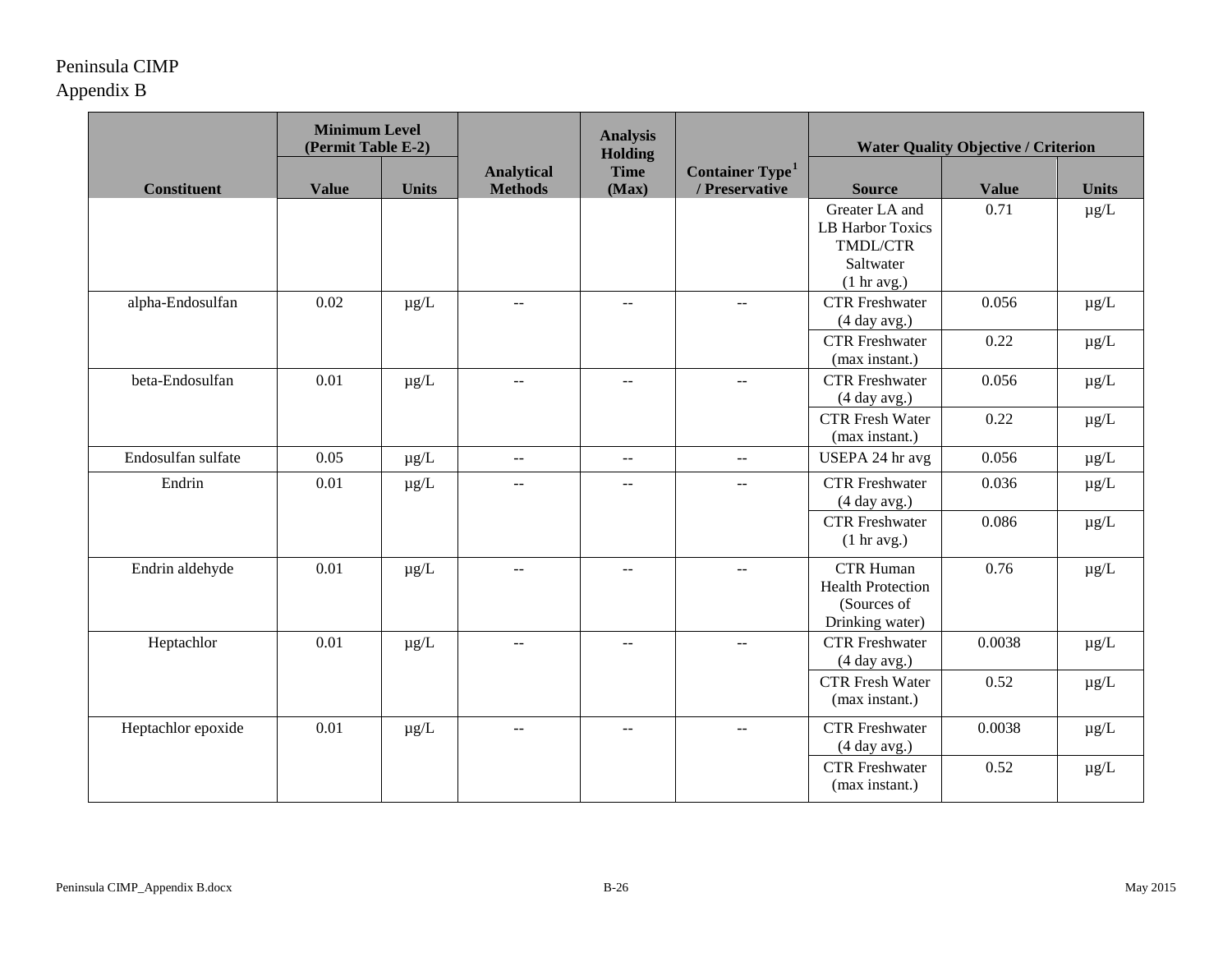Peninsula CIMP
Appendix B

| Constituent | Minimum Level (Permit Table E-2) | | Analytical Methods | Analysis Holding Time (Max) | Container Type[1] / Preservative | Water Quality Objective / Criterion | | |
|---|---|---|---|---|---|---|---|---|
| | Value | Units | | | | Source | Value | Units |
| | | | | | | Greater LA and LB Harbor Toxics TMDL/CTR Saltwater (1 hr avg.) | 0.71 | µg/L |
| alpha-Endosulfan | 0.02 | µg/L | -- | -- | -- | CTR Freshwater (4 day avg.) | 0.056 | µg/L |
| | | | | | | CTR Freshwater (max instant.) | 0.22 | µg/L |
| beta-Endosulfan | 0.01 | µg/L | -- | -- | -- | CTR Freshwater (4 day avg.) | 0.056 | µg/L |
| | | | | | | CTR Fresh Water (max instant.) | 0.22 | µg/L |
| Endosulfan sulfate | 0.05 | µg/L | -- | -- | -- | USEPA 24 hr avg | 0.056 | µg/L |
| Endrin | 0.01 | µg/L | -- | -- | -- | CTR Freshwater (4 day avg.) | 0.036 | µg/L |
| | | | | | | CTR Freshwater (1 hr avg.) | 0.086 | µg/L |
| Endrin aldehyde | 0.01 | µg/L | -- | -- | -- | CTR Human Health Protection (Sources of Drinking water) | 0.76 | µg/L |
| Heptachlor | 0.01 | µg/L | -- | -- | -- | CTR Freshwater (4 day avg.) | 0.0038 | µg/L |
| | | | | | | CTR Fresh Water (max instant.) | 0.52 | µg/L |
| Heptachlor epoxide | 0.01 | µg/L | -- | -- | -- | CTR Freshwater (4 day avg.) | 0.0038 | µg/L |
| | | | | | | CTR Freshwater (max instant.) | 0.52 | µg/L |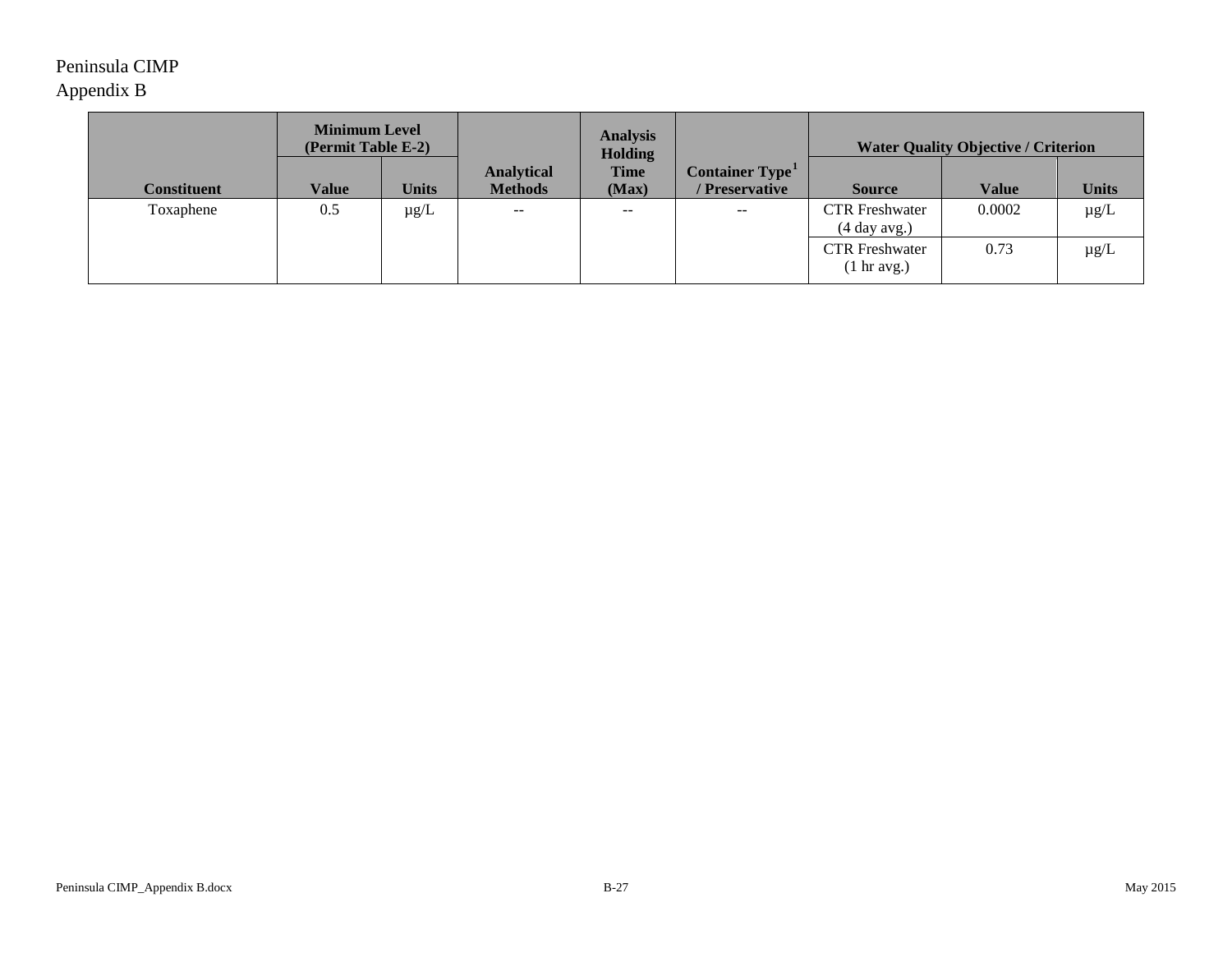| Constituent | Minimum Level (Permit Table E-2) | | Analytical Methods | Analysis Holding Time (Max) | Container Type[1] / Preservative | Water Quality Objective / Criterion | | |
|---|---|---|---|---|---|---|---|---|
| | Value | Units | | | | Source | Value | Units |
| Toxaphene | 0.5 | µg/L | -- | -- | -- | CTR Freshwater (4 day avg.) | 0.0002 | µg/L |
| | | | | | | CTR Freshwater (1 hr avg.) | 0.73 | µg/L |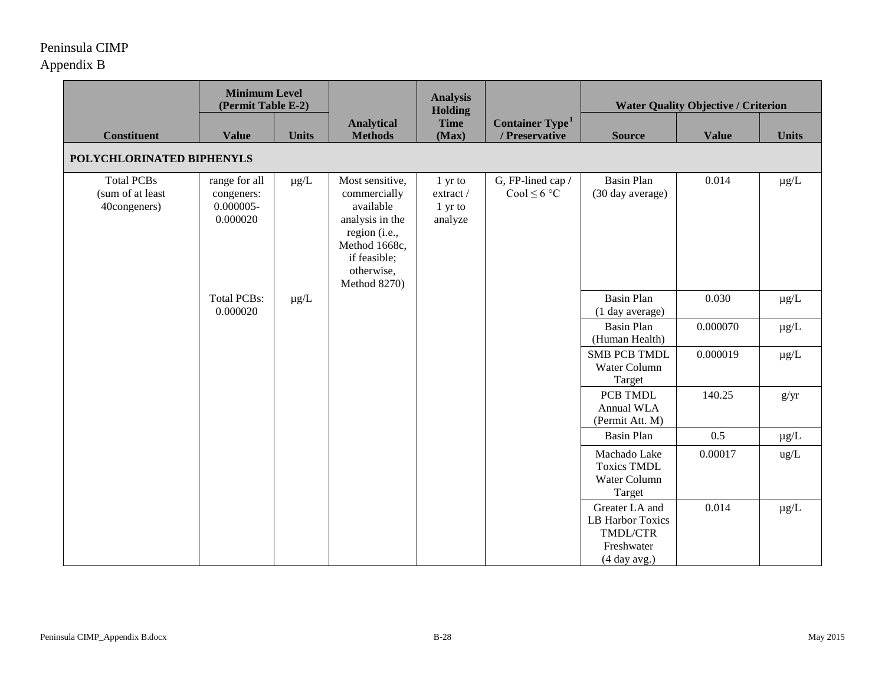| Constituent | Minimum Level (Permit Table E-2) | | Analytical Methods | Analysis Holding Time (Max) | Container Type[1] / Preservative | Water Quality Objective / Criterion | | |
|---|---|---|---|---|---|---|---|---|
| | Value | Units | | | | Source | Value | Units |
| **POLYCHLORINATED BIPHENYLS** | | | | | | | | |
| Total PCBs (sum of at least 40congeners) | range for all congeners: 0.000005-0.000020 | µg/L | Most sensitive, commercially available analysis in the region (i.e., Method 1668c, if feasible; otherwise, Method 8270) | 1 yr to extract / 1 yr to analyze | G, FP-lined cap / Cool ≤ 6 °C | Basin Plan (30 day average) | 0.014 | µg/L |
| | Total PCBs: 0.000020 | µg/L | | | | Basin Plan (1 day average) | 0.030 | µg/L |
| | | | | | | Basin Plan (Human Health) | 0.000070 | µg/L |
| | | | | | | SMB PCB TMDL Water Column Target | 0.000019 | µg/L |
| | | | | | | PCB TMDL Annual WLA (Permit Att. M) | 140.25 | g/yr |
| | | | | | | Basin Plan | 0.5 | µg/L |
| | | | | | | Machado Lake Toxics TMDL Water Column Target | 0.00017 | ug/L |
| | | | | | | Greater LA and LB Harbor Toxics TMDL/CTR Freshwater (4 day avg.) | 0.014 | µg/L |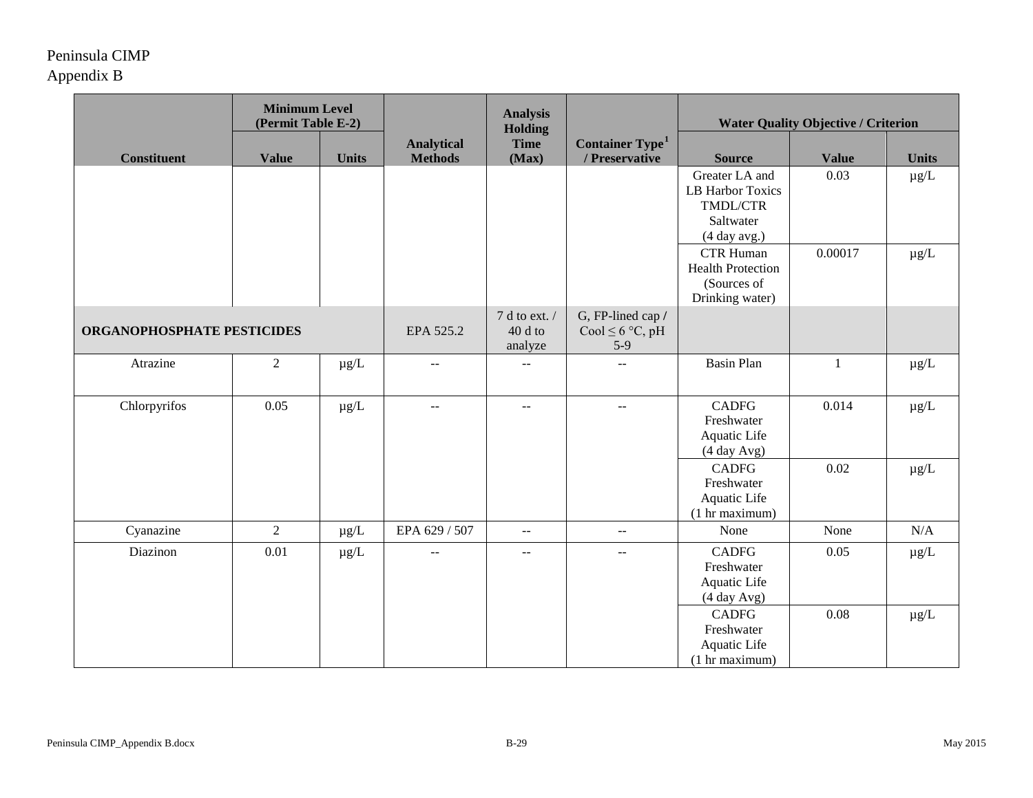| Constituent | Minimum Level (Permit Table E-2) | | Analytical Methods | Analysis Holding Time (Max) | Container Type[1] / Preservative | Water Quality Objective / Criterion | | |
|---|---|---|---|---|---|---|---|---|
| | Value | Units | | | | Source | Value | Units |
| | | | | | | Greater LA and LB Harbor Toxics TMDL/CTR Saltwater (4 day avg.) | 0.03 | µg/L |
| | | | | | | CTR Human Health Protection (Sources of Drinking water) | 0.00017 | µg/L |
| **ORGANOPHOSPHATE PESTICIDES** | | | EPA 525.2 | 7 d to ext. / 40 d to analyze | G, FP-lined cap / Cool ≤ 6 °C, pH 5-9 | | | |
| Atrazine | 2 | µg/L | -- | -- | -- | Basin Plan | 1 | µg/L |
| Chlorpyrifos | 0.05 | µg/L | -- | -- | -- | CADFG Freshwater Aquatic Life (4 day Avg) | 0.014 | µg/L |
| | | | | | | CADFG Freshwater Aquatic Life (1 hr maximum) | 0.02 | µg/L |
| Cyanazine | 2 | µg/L | EPA 629 / 507 | -- | -- | None | None | N/A |
| Diazinon | 0.01 | µg/L | -- | -- | -- | CADFG Freshwater Aquatic Life (4 day Avg) | 0.05 | µg/L |
| | | | | | | CADFG Freshwater Aquatic Life (1 hr maximum) | 0.08 | µg/L |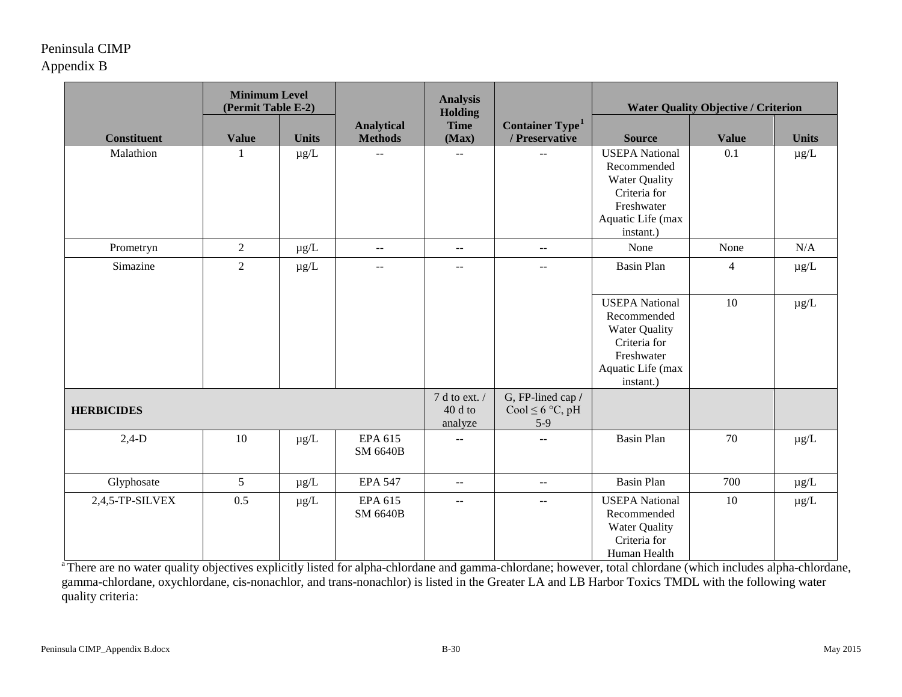| Constituent | Minimum Level (Permit Table E-2) | | Analytical Methods | Analysis Holding Time (Max) | Container Type[1] / Preservative | Water Quality Objective / Criterion | | |
|---|---|---|---|---|---|---|---|---|
| | Value | Units | | | | Source | Value | Units |
| Malathion | 1 | µg/L | -- | -- | -- | USEPA National Recommended Water Quality Criteria for Freshwater Aquatic Life (max instant.) | 0.1 | µg/L |
| Prometryn | 2 | µg/L | -- | -- | -- | None | None | N/A |
| Simazine | 2 | µg/L | -- | -- | -- | Basin Plan | 4 | µg/L |
| | | | | | | USEPA National Recommended Water Quality Criteria for Freshwater Aquatic Life (max instant.) | 10 | µg/L |
| **HERBICIDES** | | | | 7 d to ext. / 40 d to analyze | G, FP-lined cap / Cool ≤ 6 °C, pH 5-9 | | | |
| 2,4-D | 10 | µg/L | EPA 615 SM 6640B | -- | -- | Basin Plan | 70 | µg/L |
| Glyphosate | 5 | µg/L | EPA 547 | -- | -- | Basin Plan | 700 | µg/L |
| 2,4,5-TP-SILVEX | 0.5 | µg/L | EPA 615 SM 6640B | -- | -- | USEPA National Recommended Water Quality Criteria for Human Health | 10 | µg/L |

[a] There are no water quality objectives explicitly listed for alpha-chlordane and gamma-chlordane; however, total chlordane (which includes alpha-chlordane, gamma-chlordane, oxychlordane, cis-nonachlor, and trans-nonachlor) is listed in the Greater LA and LB Harbor Toxics TMDL with the following water quality criteria: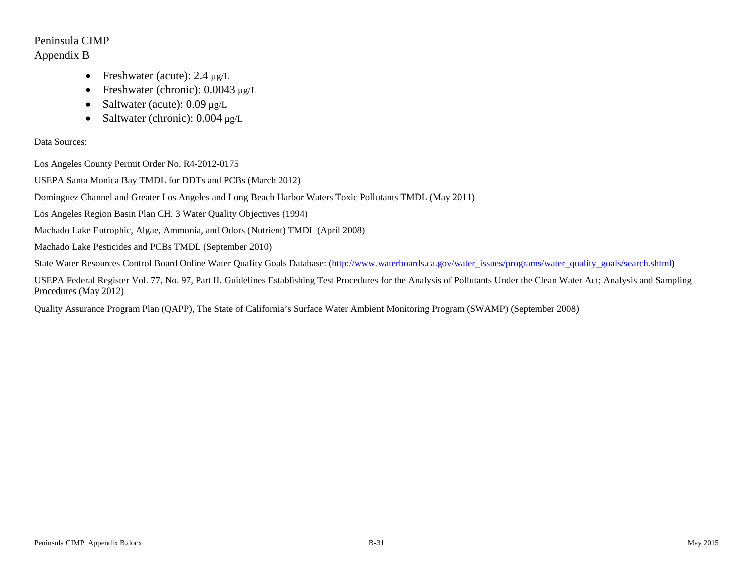- Freshwater (acute): 2.4 µg/L
- Freshwater (chronic): 0.0043 µg/L
- Saltwater (acute): 0.09 µg/L
- Saltwater (chronic): 0.004 µg/L

<u>Data Sources:</u>

Los Angeles County Permit Order No. R4-2012-0175

USEPA Santa Monica Bay TMDL for DDTs and PCBs (March 2012)

Dominguez Channel and Greater Los Angeles and Long Beach Harbor Waters Toxic Pollutants TMDL (May 2011)

Los Angeles Region Basin Plan CH. 3 Water Quality Objectives (1994)

Machado Lake Eutrophic, Algae, Ammonia, and Odors (Nutrient) TMDL (April 2008)

Machado Lake Pesticides and PCBs TMDL (September 2010)

State Water Resources Control Board Online Water Quality Goals Database: (http://www.waterboards.ca.gov/water_issues/programs/water_quality_goals/search.shtml)

USEPA Federal Register Vol. 77, No. 97, Part II. Guidelines Establishing Test Procedures for the Analysis of Pollutants Under the Clean Water Act; Analysis and Sampling Procedures (May 2012)

Quality Assurance Program Plan (QAPP), The State of California's Surface Water Ambient Monitoring Program (SWAMP) (September 2008)